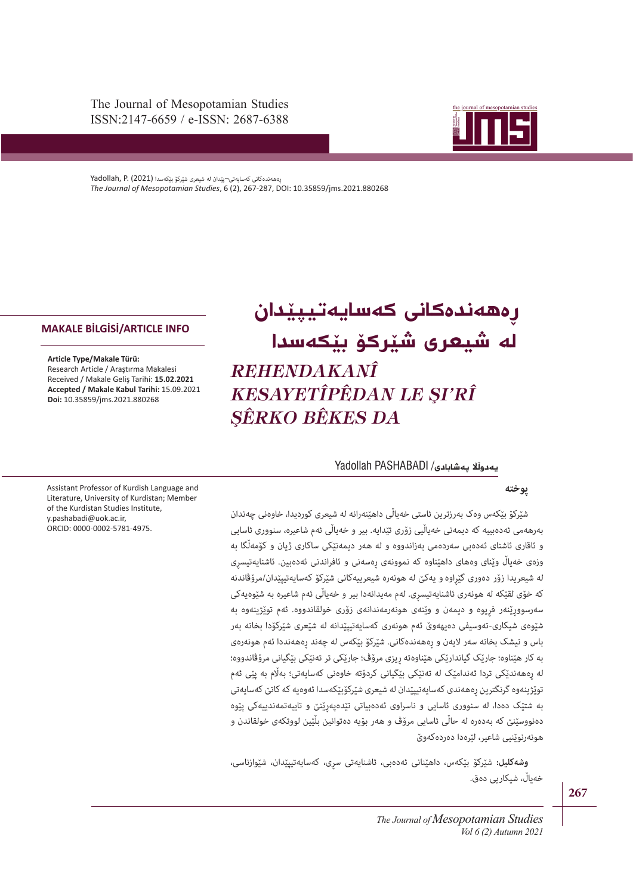The Journal of Mesopotamian Studies
ISSN:2147-6659 / e-ISSN: 2687-6388

ڕەهەندەکانی کەسایەتی¬پێدان لە شیعری شێرکۆ بێکەسدا (2021) Yadollah, P.
*The Journal of Mesopotamian Studies*, 6 (2), 267-287, DOI: 10.35859/jms.2021.880268

**MAKALE BİLGİSİ/ARTICLE INFO**

**Article Type/Makale Türü:**
Research Article / Araştırma Makalesi
Received / Makale Geliş Tarihi: **15.02.2021**
**Accepted / Makale Kabul Tarihi:** 15.09.2021
**Doi:** 10.35859/jms.2021.880268

# ڕەهەندەکانی کەسایەتیپێدان لە شیعری شێرکۆ بێکەسدا

# *REHENDAKANÎ KESAYETÎPÊDAN LE ŞI'RÎ ŞÊRKO BÊKES DA*

**یەدوڵڵا پەشابادی**/ Yadollah PASHABADI

Assistant Professor of Kurdish Language and Literature, University of Kurdistan; Member of the Kurdistan Studies Institute, y.pashabadi@uok.ac.ir, ORCID: 0000-0002-5781-4975.

**پوختە**

شێرکۆ بێکەس وەک بەرزترین ئاستی خەیاڵی داهێنەرانە لە شیعری کوردیدا، خاوەنی چەندان بەرهەمی ئەدەبییە کە دیمەنی خەیاڵیی زۆری تێدایە. بیر و خەیاڵی ئەم شاعیرە، سنووری ئاسایی و ئاقاری ئاشنای ئەدەبی سەردەمی بەزاندووە و لە هەر دیمەنێکی ساکاری ژیان و کۆمەڵگا بە وزەی خەیاڵ وێنای وەهای داهێناوە کە نموونەی ڕەسەنی و ئافراندنی ئەدەبین. ئاشنایەتیسڕی لە شیعریدا زۆر دەوری گێڕاوە و یەکێ لە هونەرە شیعرییەکانی شێرکۆ کەسایەتیپێدان/مرۆڤاندنە کە خۆی لقێکە لە هونەری ئاشنایەتیسڕی. لەم مەیدانەدا بیر و خەیاڵی ئەم شاعیرە بە شێوەیەکی سەرسووڕێنەر فرپوە و دیمەن و وێنەی هونەرمەندانەی زۆری خولقاندووە. ئەم توێژینەوە بە شێوەی شیکاری-تەوسیفی دەیهەوێ ئەم هونەری کەسایەتیپێدانە لە شێعری شێرکۆدا بخاتە بەر باس و تیشک بخاتە سەر لایەن و ڕەهەندەکانی. شێرکۆ بێکەس لە چەند ڕەهەنددا ئەم هونەرەی بە کار هێناوە؛ جارێک گیاندارێکی هێناوەتە ڕیزی مرۆڤ؛ جارێکی تر تەنێکی بێگیانی مرۆڤاندووە؛ لە ڕەهەندێکی تردا ئەندامێک لە تەنێکی بێگیانی کردۆتە خاوەنی کەسایەتی؛ بەڵام بە پێی ئەم توێژینەوە گرنگترین ڕەهەندی کەسایەتیپێدان لە شیعری شێرکۆبێکەسدا ئەوەیە کە کاتێ کەسایەتی بە شتێک دەدا، لە سنووری ئاسایی و ناسراوی ئەدەبیاتی تێدەپەڕێنێ و تایبەتمەندییەکی پێوە دەنووسێنێ کە بەدەرە لە حاڵی ئاسایی مرۆڤ و هەر بۆیە دەتوانین بڵێین لووتکەی خولقاندن و هونەرنوێنیی شاعیر، لێرەدا دەردەکەوێ.

**وشەکلیل:** شێرکۆ بێکەس، داهێنانی ئەدەبی، ئاشنایەتی سڕی، کەسایەتیپێدان، شێوازناسی، خەیاڵ، شیکاریی دەق.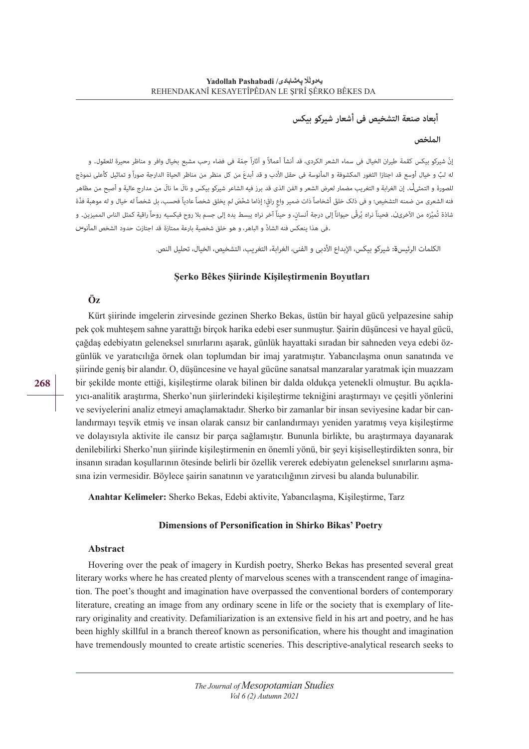## أبعاد صنعة التشخيص فی أشعار شیرکو بیکس

### الملخص

إنّ شیرکو بیکس کقمة طیران الخیال فی سماء الشعر الکردی، قد أنشأ أعمالاً و آثاراً جمّة فی فضاء رحب مشبع بخیال وافر و مناظر محیرة للعقول. و له لبٌ و خیال أوسع قد اجتازا الثغور المکشوفة و المأنوسة فی حقل الأدب و قد أبدعَ من کل منظر من مناظر الحیاة الدارجة صوراً و تماثیل کأعلی نموذج للصورة و التمثل. إن الغرابة و التغریب مضمار لعرض الشعر و الفن الذی قد برز فیه الشاعر شیرکو بیکس و نالَ ما نالَ من مدارج عالیة و أصبح من مظاهر فنه الشعری من ضمنه التشخیص؛ و فی ذلک خلقَ أشخاصاً ذات ضمیر واعٍ راقٍ؛ إذاما شخّصَ لم یخلق شخصاً عادیاً فحسب، بل شخصاً له خیال و له موهبة فذّة شاذة تُمیّزه من الآخرین. فحیناً نراه یُرقّی حیواناً إلی درجة أنسانٍ، و حیناً آخر نراه یبسط یده إلی جسم بلا روح فیکسبه روحاً راقیة کمثل الناس الممیزین. و فی هذا ینعکس فنه الشاذّ و الباهر، و هو خلق شخصیة بارعة ممتازة قد اجتازت حدود الشخص المأنوس.

**الکلمات الرئیسة:** شیرکو بیکس، الإبداع الأدبی و الفنی، الغرابة، التغریب، التشخیص، الخیال، تحلیل النص.

## Şerko Bêkes Şiirinde Kişileştirmenin Boyutları

### Öz

Kürt şiirinde imgelerin zirvesinde gezinen Sherko Bekas, üstün bir hayal gücü yelpazesine sahip pek çok muhteşem sahne yarattığı birçok harika edebi eser sunmuştur. Şairin düşüncesi ve hayal gücü, çağdaş edebiyatın geleneksel sınırlarını aşarak, günlük hayattaki sıradan bir sahneden veya edebi özgünlük ve yaratıcılığa örnek olan toplumdan bir imaj yaratmıştır. Yabancılaşma onun sanatında ve şiirinde geniş bir alandır. O, düşüncesine ve hayal gücüne sanatsal manzaralar yaratmak için muazzam bir şekilde monte ettiği, kişileştirme olarak bilinen bir dalda oldukça yetenekli olmuştur. Bu açıklayıcı-analitik araştırma, Sherko'nun şiirlerindeki kişileştirme tekniğini araştırmayı ve çeşitli yönlerini ve seviyelerini analiz etmeyi amaçlamaktadır. Sherko bir zamanlar bir insan seviyesine kadar bir canlandırmayı teşvik etmiş ve insan olarak cansız bir canlandırmayı yeniden yaratmış veya kişileştirme ve dolayısıyla aktivite ile cansız bir parça sağlamıştır. Bununla birlikte, bu araştırmaya dayanarak denilebilirki Sherko'nun şiirinde kişileştirmenin en önemli yönü, bir şeyi kişiselleştirdikten sonra, bir insanın sıradan koşullarının ötesinde belirli bir özellik vererek edebiyatın geleneksel sınırlarını aşmasına izin vermesidir. Böylece şairin sanatının ve yaratıcılığının zirvesi bu alanda bulunabilir.

**Anahtar Kelimeler:** Sherko Bekas, Edebi aktivite, Yabancılaşma, Kişileştirme, Tarz

## Dimensions of Personification in Shirko Bikas' Poetry

### Abstract

Hovering over the peak of imagery in Kurdish poetry, Sherko Bekas has presented several great literary works where he has created plenty of marvelous scenes with a transcendent range of imagination. The poet's thought and imagination have overpassed the conventional borders of contemporary literature, creating an image from any ordinary scene in life or the society that is exemplary of literary originality and creativity. Defamiliarization is an extensive field in his art and poetry, and he has been highly skillful in a branch thereof known as personification, where his thought and imagination have tremendously mounted to create artistic sceneries. This descriptive-analytical research seeks to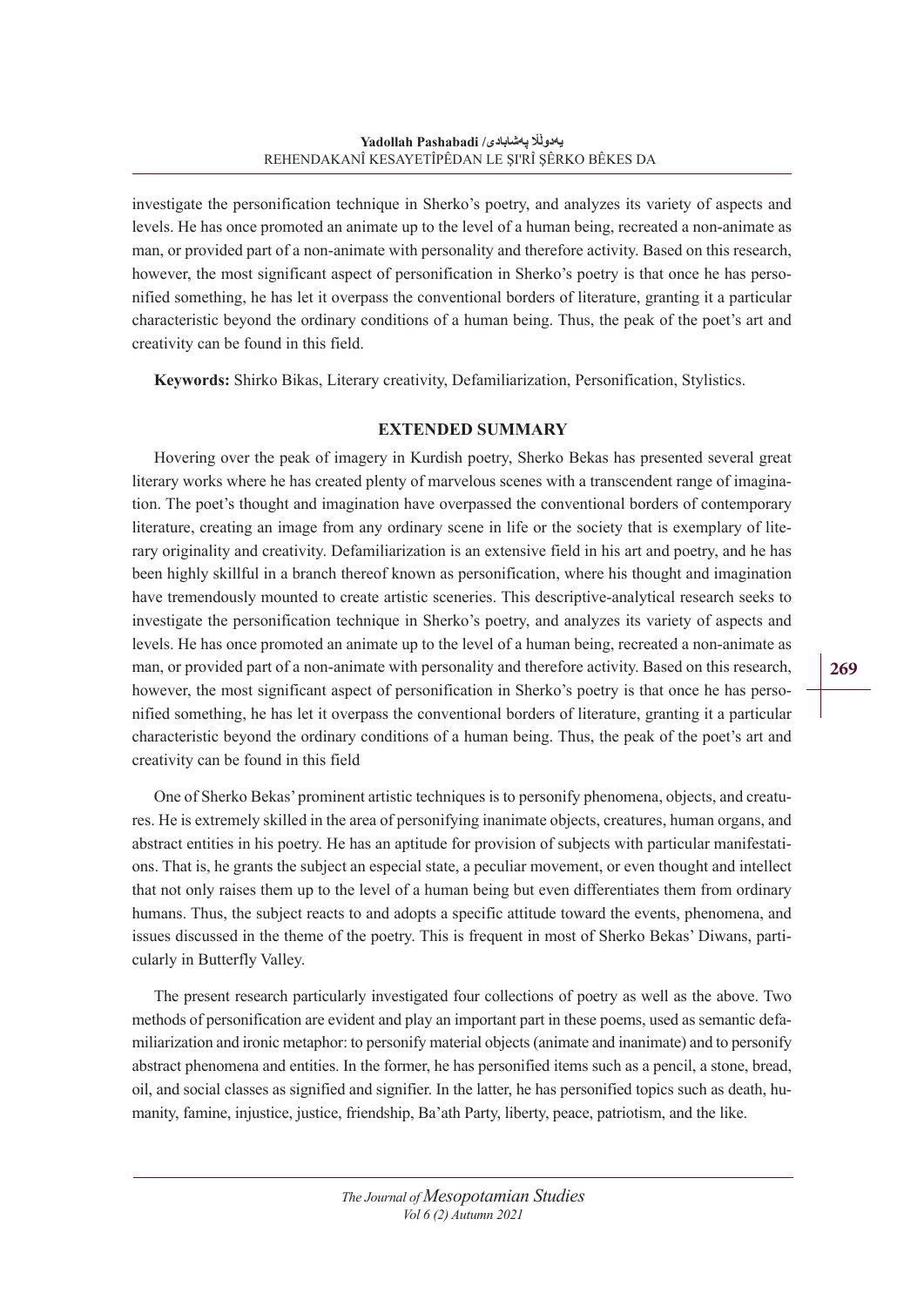investigate the personification technique in Sherko's poetry, and analyzes its variety of aspects and levels. He has once promoted an animate up to the level of a human being, recreated a non-animate as man, or provided part of a non-animate with personality and therefore activity. Based on this research, however, the most significant aspect of personification in Sherko's poetry is that once he has personified something, he has let it overpass the conventional borders of literature, granting it a particular characteristic beyond the ordinary conditions of a human being. Thus, the peak of the poet's art and creativity can be found in this field.

**Keywords:** Shirko Bikas, Literary creativity, Defamiliarization, Personification, Stylistics.

## EXTENDED SUMMARY

Hovering over the peak of imagery in Kurdish poetry, Sherko Bekas has presented several great literary works where he has created plenty of marvelous scenes with a transcendent range of imagination. The poet's thought and imagination have overpassed the conventional borders of contemporary literature, creating an image from any ordinary scene in life or the society that is exemplary of literary originality and creativity. Defamiliarization is an extensive field in his art and poetry, and he has been highly skillful in a branch thereof known as personification, where his thought and imagination have tremendously mounted to create artistic sceneries. This descriptive-analytical research seeks to investigate the personification technique in Sherko's poetry, and analyzes its variety of aspects and levels. He has once promoted an animate up to the level of a human being, recreated a non-animate as man, or provided part of a non-animate with personality and therefore activity. Based on this research, however, the most significant aspect of personification in Sherko's poetry is that once he has personified something, he has let it overpass the conventional borders of literature, granting it a particular characteristic beyond the ordinary conditions of a human being. Thus, the peak of the poet's art and creativity can be found in this field

One of Sherko Bekas' prominent artistic techniques is to personify phenomena, objects, and creatures. He is extremely skilled in the area of personifying inanimate objects, creatures, human organs, and abstract entities in his poetry. He has an aptitude for provision of subjects with particular manifestations. That is, he grants the subject an especial state, a peculiar movement, or even thought and intellect that not only raises them up to the level of a human being but even differentiates them from ordinary humans. Thus, the subject reacts to and adopts a specific attitude toward the events, phenomena, and issues discussed in the theme of the poetry. This is frequent in most of Sherko Bekas' Diwans, particularly in Butterfly Valley.

The present research particularly investigated four collections of poetry as well as the above. Two methods of personification are evident and play an important part in these poems, used as semantic defamiliarization and ironic metaphor: to personify material objects (animate and inanimate) and to personify abstract phenomena and entities. In the former, he has personified items such as a pencil, a stone, bread, oil, and social classes as signified and signifier. In the latter, he has personified topics such as death, humanity, famine, injustice, justice, friendship, Ba'ath Party, liberty, peace, patriotism, and the like.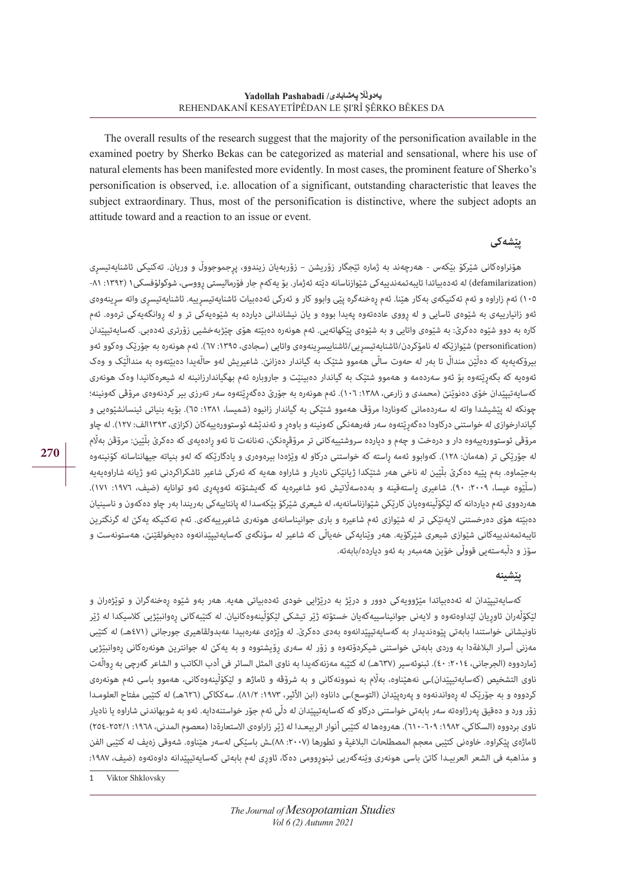The overall results of the research suggest that the majority of the personification available in the examined poetry by Sherko Bekas can be categorized as material and sensational, where his use of natural elements has been manifested more evidently. In most cases, the prominent feature of Sherko's personification is observed, i.e. allocation of a significant, outstanding characteristic that leaves the subject extraordinary. Thus, most of the personification is distinctive, where the subject adopts an attitude toward and a reaction to an issue or event.

## پێشەکی

هۆنراوەکانی شێرکۆ بێکەس - هەرچەند بە ژمارە ئێجگار زۆریشن – زۆربەیان زیندوو، پڕجموجووڵ و وریان. تەکنیکی ئاشنایەتیسڕی (defamilarization) لە ئەدەبیاتدا تایبەتمەندییەکی شێوازناسانە دێتە ئەژمار. بۆ یەکەم جار فۆرمالیستی ڕووسی، شوکولۆفسکی1 (١٣٩٢: ٨١-١٠٥) ئەم زاراوە و ئەم تەکنیکەی بەکار هێنا. ئەم ڕەخنەگرە پێی وابوو کار و ئەرکی ئەدەبیات ئاشنایەتیسڕییە. ئاشنایەتیسڕی واتە سڕینەوەی ئەو زانیارییەی بە شێوەی ئاسایی و لە ڕووی عادەتەوە پەیدا بووە و یان نیشاندانی دیاردە بە شێوەیەکی تر و لە ڕوانگەیەکی تر ترەوە. ئەم کارە بە دوو شێوە دەکرێ: بە شێوەی واتایی و بە شێوەی پێکهاتەیی. ئەم هونەرە دەبێتە هۆی چێژبەخشیی زۆرتری ئەدەبی. کەسایەتیپێدان (personification) شێوازێکە لە نامۆکردن/ئاشنایەتیسڕیی/ئاشناییسڕینەوەی واتایی (سجادی، ١٣٩٥: ٦٧). ئەم هونەرە بە جۆرێک وەکوو ئەو بیرۆکەیەیە کە دەڵێن منداڵ تا بەر لە حەوت ساڵی هەموو شتێک بە گیاندار دەزانێ. شاعیریش لەو حاڵەیدا دەبێتەوە بە منداڵێک و وەک ئەوەیە کە بگەڕێتەوە بۆ ئەو سەردەمە و هەموو شتێک بە گیاندار دەبینێت و جاروبارە ئەم بهگیاندارزانینە لە شیعرەکانیدا وەک هونەری کەسایەتیپێدان خۆی دەنوێنێ (محمدی و زارعی، ١٣٨٨: ١٠٦). ئەم هونەرە بە جۆرێ دەگەڕێتەوە سەر تەرزی بیر کردنەوەی مرۆڤی کەونینە؛ چونکە لە پێشدا واتە لە سەردەمانی کەوناردا مرۆڤ هەموو شتێکی بە گیاندار زانیوە (شمیسا، ١٣٨١: ٦٥). بۆیە بنیاتی ئینسانشێوەیی و گیاندارخوازی لە خواستنی درکاودا دەگەڕێتەوە سەر فەرهەنگی کەونینە و باوەڕ و ئەندێشە ئوستوورەییەکان (کزازی، ١٣٩٣الف: ١٢٧). لە چاو مرۆڤی ئوستوورەییەوە دار و درەخت و چەم و دیاردە سروشتییەکانی تر مرۆڤڕەنگن، تەنانەت تا ئەو ڕادەیەی کە دەکرێ بڵێین: مرۆڤن بەڵام لە جۆرێکی تر (هەمان: ١٢٨). کەوابوو ئەمە ڕاستە کە خواستنی درکاو لە وێژەدا بیرەوەری و یادگارێکە کە لەو بنیاتە جیهانناسانە کۆنینەوە بەجێماوە. بەم پێیە دەکرێ بڵێین لە ناخی هەر شتێکدا ژیانێکی نادیار و شاراوە هەیە کە ئەرکی شاعیر ئاشکراکردنی ئەو ژیانە شاراوەییە (سڵێوە عیسا، ٢٠٠٩: ٩٠). شاعیری ڕاستەقینە و بەدەسەڵاتیش ئەو شاعیرەیە کە گەیشتۆتە ئەوپەڕی ئەو توانایە (ضیف، ١٩٧٦: ١٧١). هەردووی ئەم دیاردانە لە لێکۆڵینەوەیان کارێکی شێوازناسانەیە، لە شیعری شێرکۆ بێکەسدا لە پانتاییەکی بەربڵاو بەر چاو دەکەون و ناسینیان دەبێتە هۆی دەرخستنی لایەنێکی تر لە شێوازی ئەم شاعیرە و باری جوانیناسانەی هونەری شاعیرییەکەی. ئەم تەکنیکە یەکێ لە گرنگترین تایبەتمەندییەکانی شێوازی شیعری شێرکۆیە. هەر وێنایەکی خەیاڵی کە شاعیر لە سۆنگەی کەسایەتیپێدانەوە دەیخولقێنێ، هەستونەست و سۆز و دڵبەستەیی قووڵی خۆین هەمبەر بە ئەو دیاردە/بابەتە.

## پێشینە

کەسایەتیپێدان لە ئەدەبیاتدا مێژوویەکی دوور و درێژ بە درێژایی خودی ئەدەبیاتی هەیە. هەر بەو شێوە ڕەخنەگران و توێژەران و لێکۆڵەران ئاوڕیان لێداوەتەوە و لایەنی جوانیناسییەکەیان خستۆتە ژێر تیشکی لێکۆڵینەوەکانیان. لە کتێبەکانی ڕەوانبێژیی کلاسیکدا لە ژێر ناونیشانی خواستندا بابەتی پێوەندیدار بە کەسایەتیپێدانەوە بەدی دەکرێ. لە وێژەی عەرەبیدا عەبدولقاهیری جورجانی (٤٧١هـ) لە کتێبی مەزنی أسرار البلاغةدا بە وردی بابەتی خواستنی شیکردۆتەوە و زۆر لە سەری ڕۆیشتووە و بە یەکێ لە جوانترین هونەرەکانی ڕەوانبێژیی ژماردووە (الجرجانی، ٢٠١٤: ٤٠). ئیبنوئەسیر (٦٣٧هـ) لە کتێبە مەزنەکەیدا بە ناوی المثل السائر فی أدب الکاتب و الشاعر گەرچی بە ڕواڵەت ناوی التشخیص (کەسایەتیپێدان)ی نەهێناوە، بەڵام بە نموونەکانی و بە شرۆڤە و ئاماژە و لێکۆڵینەوەکانی، هەموو باسی ئەم هونەرەی کردووە و بە جۆرێک لە ڕەواندنەوە و پەرەپێدان (التوسع)ی داناوە (ابن الأثیر، ١٩٧٣: ٨١/٢). سەککاکی (٦٢٦هـ) لە کتێبی مفتاح العلوم‌دا زۆر ورد و دەقیق پەرژاوەتە سەر بابەتی خواستنی درکاو کە کەسایەتیپێدان لە دڵی ئەم جۆر خواستنەدایە. ئەو بە شوبهاندنی شاراوە یا نادیار ناوی بردووە (السکاکی، ١٩٨٢: ٦٠٩-٦١٠). هەروەها لە کتێبی أنوار الربیع‌دا لە ژێر زاراوەی الاستعارةدا (معصوم المدنی، ١٩٦٨: ٢٥٢/١-٢٥٤) ئاماژەی پێکراوە. خاوەنی کتێبی معجم المصطلحات البلاغیة و تطورها (٢٠٠٧: ٨٨)ـش باسێکی لەسەر هێناوە. شەوقی زەیف لە کتێبی الفن و مذاهبە فی الشعر العربی‌دا کاتێ باسی هونەری وێنەگەریی ئیبنوڕوومی دەکا، ئاوڕی لەم بابەتی کەسایەتیپێدانە داوەتەوە (ضیف، ١٩٨٧:

1 Viktor Shklovsky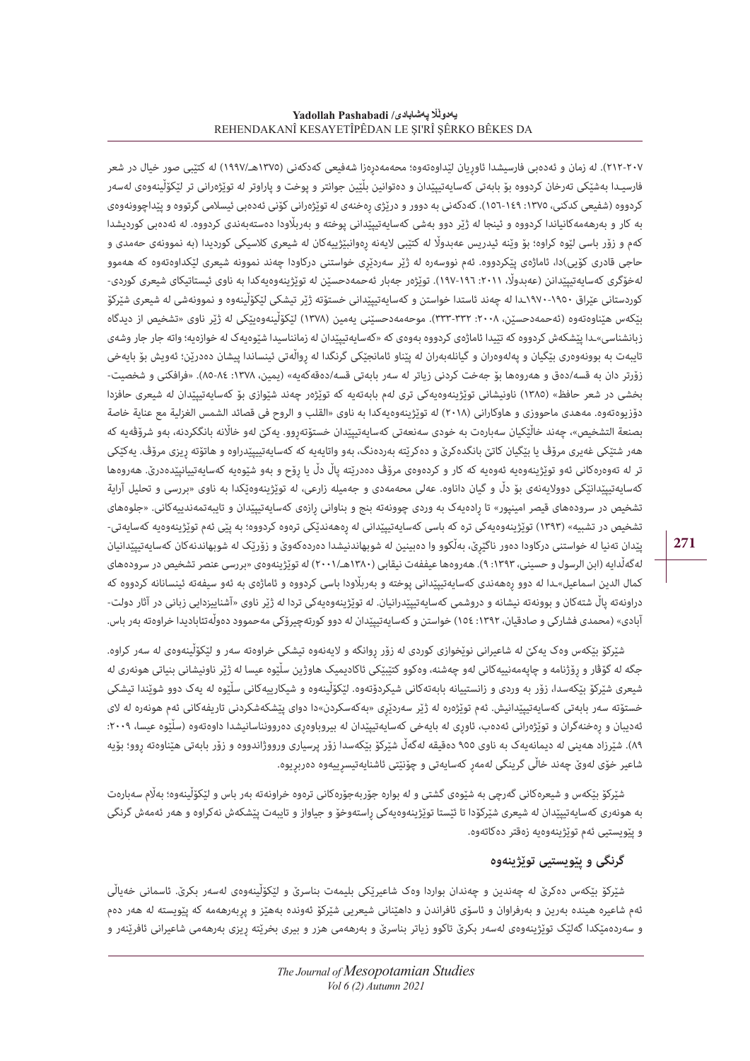٢٠٧-٢١٢). لە زمان و ئەدەبی فارسیشدا ئاوڕیان لێداوەتەوە؛ محەمەدڕەزا شەفیعی کەدکەنی (١٣٧٥هـ/١٩٩٧) لە کتێبی صور خیال در شعر فارسیـدا بەشێکی تەرخان کردووە بۆ بابەتی کەسایەتیپێدان و دەتوانین بڵێین جوانتر و پوخت و پاراوتر لە توێژەرانی تر لێکۆڵینەوەی لەسەر کردووە (شفیعی کدکنی، ١٣٧٥: ١٤٩-١٥٦). کەدکەنی بە دوور و درێژی ڕەخنەی لە توێژەرانی کۆنی ئەدەبی ئیسلامی گرتووە و پێداچوونەوەی بە کار و بەرهەمەکانیاندا کردووە و ئینجا لە ژێر دوو بەشی کەسایەتیپێدانی پوختە و بەربڵاودا دەستەبەندی کردووە. لە ئەدەبی کوردیشدا کەم و زۆر باسی لێوە کراوە؛ بۆ وێنە ئیدریس عەبدوڵا لە کتێبی لایەنە ڕەوانبێژییەکان لە شیعری کلاسیکی کوردیدا (بە نموونەی حەمدی و حاجی قادری کۆیی)دا، ئاماژەی پێکردووە. ئەم نووسەرە لە ژێر سەردێری خواستنی درکاودا چەند نموونە شیعری لێکداوەتەوە کە هەموو لەخۆگری کەسایەتیپێدانن (عەبدوڵا، ٢٠١١: ١٩٦-١٩٧). توێژەر جەبار ئەحمەدحسێن لە توێژینەوەیەکدا بە ناوی ئیستاتیکای شیعری کوردی-کوردستانی عێراق ١٩٥٠-١٩٧٠ـدا لە چەند ئاستدا خواستن و کەسایەتیپێدانی خستۆتە ژێر تیشکی لێکۆڵینەوە و نموونەشی لە شیعری شێرکۆ بێکەس هێناوەتەوە (ئەحمەدحسێن، ٢٠٠٨: ٣٣٢-٣٣٣). موحەمەدحسێنی یەمین (١٣٧٨) لێکۆڵینەوەیێکی لە ژێر ناوی «تشخیص از دیدگاه زبانشناسی»ـدا پێشکەش کردووە کە تێیدا ئاماژەی کردووە بەوەی کە «کەسایەتیپێدان لە زمانناسیدا شێوەیەک لە خوازەیە؛ واتە جار جار وشەی تایبەت بە بوونەوەری بێگیان و پەلەوەران و گیانلەبەران لە پێناو ئامانجێکی گرنگدا لە ڕواڵەتی ئینساندا پیشان دەدرێن؛ ئەویش بۆ بایەخی زۆرتر دان بە قسە/دەق و هەروەها بۆ جەخت کردنی زیاتر لە سەر بابەتی قسە/دەقەکەیە» (یمین، ١٣٧٨: ٨٤-٨٥). «فرافکنی و شخصیت-بخشی در شعر حافظ» (١٣٨٥) ناونیشانی توێژینەوەیەکی تری لەم بابەتەیە کە توێژەر چەند شێوازی بۆ کەسایەتیپێدان لە شیعری حافزدا دۆزیوەتەوە. مەهدی ماحووزی و هاوکارانی (٢٠١٨) لە توێژینەوەیەکدا بە ناوی «القلب و الروح فی قصائد الشمس الغزلیة مع عنایة خاصة بصنعة التشخیص»، چەند خاڵێکیان سەبارەت بە خودی سەنعەتی کەسایەتیپێدان خستۆتەڕوو. یەکێ لەو خاڵانە بانگکردنە، بەو شرۆڤەیە کە هەر شتێکی غەیری مرۆڤ یا بێگیان کاتێ بانگەکرێ و دەکرێتە بانگکراو، بەو واتایەیە کە کەسایەتیپێدراوە و هاتۆتە ڕیزی مرۆڤ. یەکێکی تر لە تەوەرەکانی ئەو توێژینەوەیە ئەوەیە کە کار و کردەوەی مرۆڤ دەدرێتە پاڵ دڵ یا ڕۆح و بەو شێوەیە کەسایەتیانپێدەدرێ. هەروەها کەسایەتیپێدانێکی دووڵایەنەی بۆ دڵ و گیان داناوە. عەلی محەمەدی و جەمیلە زارعی، لە توێژینەوەیێکدا بە ناوی «بررسی و تحلیل آرایهٔ تشخیص در سرودەهای قیصر امینپور» تا ڕادەیەک بە وردی چوونەتە بنج و بناوانی رازەی کەسایەتیپێدان و تایبەتمەندییەکانی. «جلوەهای تشخیص در تشبیه» (١٣٩٣) توێژینەوەیەکی ترە کە باسی کەسایەتیپێدانی لە ڕەهەندێکی ترەوە کردووە؛ بە پێی ئەم توێژینەوەیە کەسایەتی-پێدان تەنیا لە خواستنی درکاودا دەور ناگێڕێ، بەڵکوو وا دەبینین لە شوبهاندنیشدا دەردەکەوێ و زۆرێک لە شوبهاندنەکان کەسایەتیپێدانیان لەگەڵدایە (ابن الرسول و حسینی، ١٣٩٣: ٩). هەروەها عیففەت نیقابی (١٣٨٠هـ/٢٠٠١) لە توێژینەوەی «بررسی عنصر تشخیص در سرودەهای کمال الدین اسماعیل»ـدا لە دوو ڕەهەندی کەسایەتیپێدانی پوختە و بەربڵاودا باسی کردووە و ئاماژەی بەو سیفەتە ئینسانانە کردووە کە دراونەتە پاڵ شتەکان و بوونەتە نیشانە و دروشمی کەسایەتیپێدراویان. لە توێژینەوەیەکی تردا لە ژێر ناوی «آشنایی‌زدایی زبانی در آثار دولت-آبادی» (محمدی فشارکی و صادقیان، ١٣٩٢: ١٥٤) خواستن و کەسایەتیپێدان لە دوو کورتەچیرۆکی مەحموود دەوڵەتئابادیدا خراوەتە بەر باس.

شێرکۆ بێکەس وەک یەکێ لە شاعیرانی نوێخوازی کوردی لە زۆر ڕوانگە و لایەنەوە تیشکی خراوەتە سەر و لێکۆڵینەوەی لە سەر کراوە. جگە لە گۆڤار و ڕۆژنامە و چاپەمەنییەکانی لەو چەشنە، وەکوو کتێبێکی ئاکادیمیک هاوژین سڵێوە عیسا لە ژێر ناونیشانی بنیاتی هونەری لە شیعری شێرکۆ بێکەسدا، زۆر بە وردی و زانستییانە بابەتەکانی شیکردۆتەوە. لێکۆڵینەوە و شیکارییەکانی سڵێوە لە یەک دوو شوێندا تیشکی خستۆتە سەر بابەتی کەسایەتیپێدانیش. ئەم توێژەرە لە ژێر سەردێڕی «بەکەسکردن»دا دوای پێشکەشکردنی تاریفەکانی ئەم هونەرە لە لای ئەدیبان و ڕەخنەگران و توێژەرانی ئەدەب، ئاوڕی لە بایەخی کەسایەتیپێدان لە بیروباوەڕی دەروونناسانیشدا داوەتەوە (سڵێوە عیسا، ٢٠٠٩: ٨٩). شێرزاد هەینی لە دیمانەیەک بە ناوی ٩٥٥ دەقیقە لەگەڵ شێرکۆ بێکەسدا زۆر پرسیاری ورووژاندووە و زۆر بابەتی هێناوەتە ڕوو؛ بۆیە شاعیر خۆی لەوێ چەند خاڵی گرینگی لەمەڕ کەسایەتی و چۆنێتی ئاشنایەتیسرییەوە دەربڕیوە.

شێرکۆ بێکەس و شیعرەکانی گەرچی بە شێوەی گشتی و لە بوارە جۆربەجۆرەکانی ترەوە خراونەتە بەر باس و لێکۆڵینەوە؛ بەڵام سەبارەت بە هونەری کەسایەتیپێدان لە شیعری شێرکۆدا تا ئێستا توێژینەوەیەکی ڕاستەوخۆ و جیاواز و تایبەت پێشکەش نەکراوە و هەر ئەمەش گرنگی و پێویستیی ئەم توێژینەوەیە زەقتر دەکاتەوە.

## گرنگی و پێویستیی توێژینەوە

شێرکۆ بێکەس دەکرێ لە چەندین و چەندان بواردا وەک شاعیرێکی بلیمەت بناسرێ و لێکۆڵینەوەی لەسەر بکرێ. ئاسمانی خەیاڵی ئەم شاعیرە هێندە بەرین و بەرفراوان و ئاسۆی ئافراندن و داهێنانی شیعریی شێرکۆ ئەوندە بەهێز و پڕبەرهەمە کە پێویستە لە هەر دەم و سەردەمێکدا گەلێک توێژینەوەی لەسەر بکرێ تاکوو زیاتر بناسرێ و بەرهەمی هزر و بیری بخرێتە ڕیزی بەرهەمی شاعیرانی ئافرێنەر و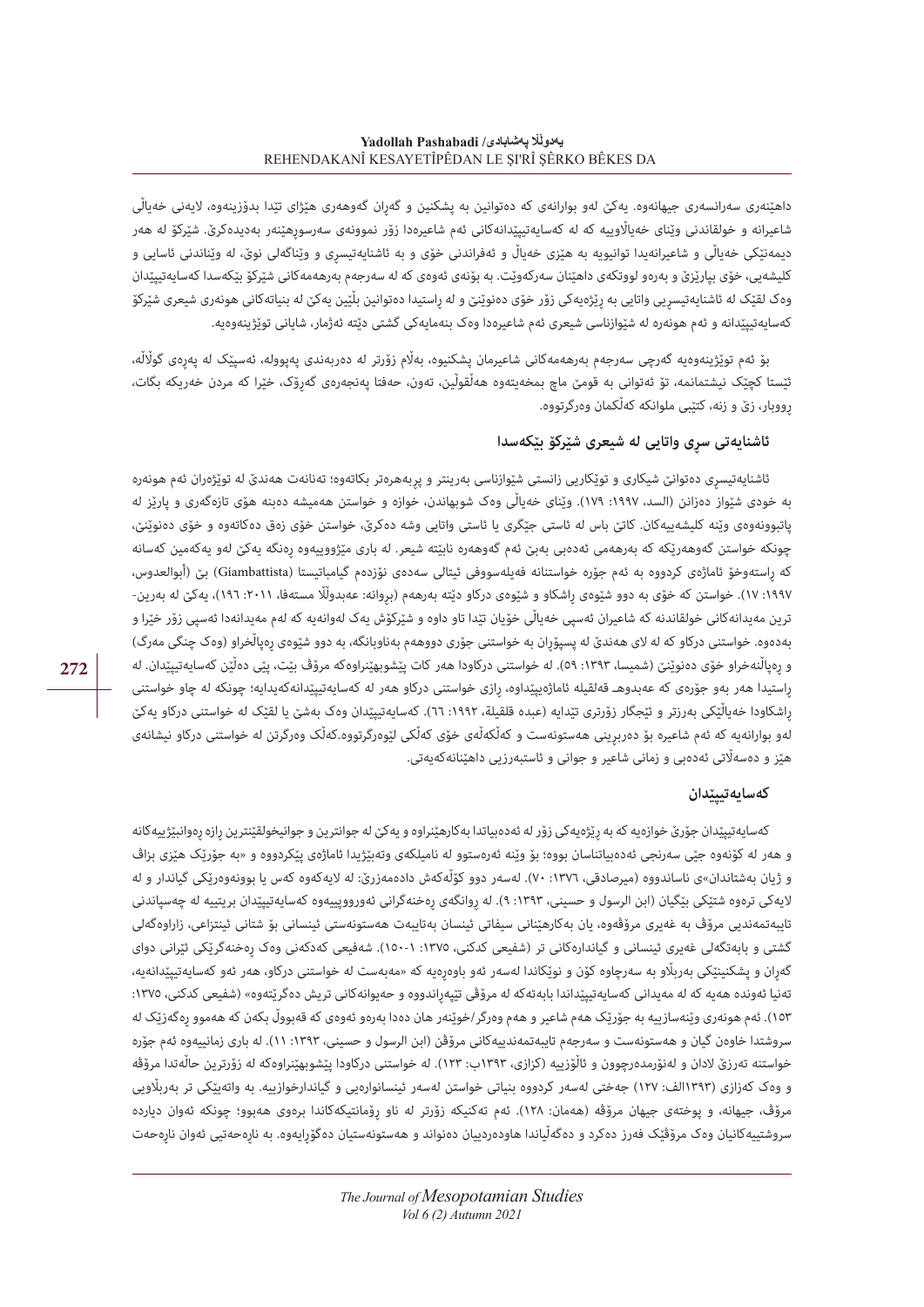داهێنەری سەرانسەری جیهانەوە. یەکێ لەو بوارانەی کە دەتوانین بە پشکنین و گەڕان گەوهەری هێژای تێدا بدۆزینەوە، لایەنی خەیاڵی شاعیرانە و خولقاندنی وێنای خەیاڵاوییە کە لە کەسایەتیپێدانەکانی ئەم شاعیرەدا زۆر نموونەی سەرسوڕهێنەر بەدیدەکرێ. شێرکۆ لە هەر دیمەنێکی خەیاڵی و شاعیرانەیدا توانیویە بە هێزی خەیاڵ و ئەفراندنی خۆی و بە ئاشنایەتیسڕی و وێناگەلی نوێ، لە وێناندنی ئاسایی و کلیشەیی، خۆی بپارێزێ و بەرەو لووتکەی داهێنان سەرکەوێت. بە بۆنەی ئەوەی کە لە سەرجەم بەرهەمەکانی شێرکۆ بێکەسدا کەسایەتیپێدان وەک لقێک لە ئاشنایەتیسڕیی واتایی بە ڕێژەیەکی زۆر خۆی دەنوێنێ و لە ڕاستیدا دەتوانین بڵێین یەکێ لە بنیاتەکانی هونەری شیعری شێرکۆ کەسایەتیپێدانە و ئەم هونەرە لە شێوازناسی شیعری ئەم شاعیرەدا وەک بنەمایەکی گشتی دێتە ئەژمار، شایانی توێژینەوەیە.

بۆ ئەم توێژینەوەیە گەرچی سەرجەم بەرهەمەکانی شاعیرمان پشکنیوە، بەڵام زۆرتر لە دەربەندی پەپووله، ئەسپێک لە پەڕەی گوڵاڵە، ئێستا کچێک نیشتمانمە، تۆ ئەتوانی بە قومێ ماچ بمخەیتەوە هەڵقوڵین، تەون، حەفتا پەنجەرەی گەڕۆک، خێرا کە مردن خەریکە بگات، ڕووبار، ژێ و زنە، کتێبی ملوانکە کەڵکمان وەرگرتووە.

### ئاشنایەتی سڕی واتایی لە شیعری شێرکۆ بێکەسدا

ئاشنایەتیسڕی دەتوانێ شیکاری و توێکاریی زانستی شێوازناسی بەرینتر و پڕبەهرەتر بکاتەوە؛ تەنانەت هەندێ لە توێژەران ئەم هونەرە بە خودی شێواز دەزانن (السد، ۱۹۹۷: ۱۷۹). وێنای خەیاڵی وەک شوبهاندن، خوازە و خواستن هەمیشە دەبنە هۆی تازەگەری و پارێز لە پاتبوونەوەی وێنە کلیشەییەکان. کاتێ باس لە ئاستی جێگری یا ئاستی واتایی وشە دەکرێ، خواستن خۆی زەق دەکاتەوە و خۆی دەنوێنێ، چونکە خواستن گەوهەرێکە بە بەرهەمی ئەدەبی بەبێ ئەم گەوهەرە نابێتە شیعر. لە باری مێژوویییەوە ڕەنگە یەکێ لەو یەکەمین کەسانە کە ڕاستەوخۆ ئاماژەی کردووە بە ئەم جۆرە خواستنانە فەیلەسووفی ئیتالی سەدەی نۆزدەم گیامباتیستا (Giambattista) بێ (أبوالعدوس، ۱۹۹۷: ۱۷). خواستن خۆی بە دوو شێوەی ڕاشکاو و شێوەی درکاو دێتە بەرهەم (بڕوانە: عەبدوڵڵا مستەفا، ۲۰۱۱: ۱۹٦)، یەکێ لە بەرین-ترین مەیدانەکانی خولقاندنە کە شاعیران ئەسپی خەیاڵی خۆیان تێدا تاو داوە و شێرکۆش یەک لەوانەیە کە لەم مەیدانەدا ئەسپی زۆر خێرا و بەدەوە. خواستنی درکاو کە لە لای هەندێ لە پسپۆڕان بە خواستنی جۆری دووهەم بەناوبانگە، بە دوو شێوەی ڕەواڵخراو (وەک چنگی مەرگ) و ڕەواڵەتەخراو خۆی دەنوێنێ (شمیسا، ۱۳۹۳: ٥٩). لە خواستنی درکاودا هەر کات پێشوبهێنراوەکە مرۆڤ بێت، پێی دەڵێن کەسایەتیپێدان. لە ڕاستیدا هەر بەو جۆرەی کە عەبدوهـ قەلقیلە ئاماژەپێیداوە، ڕازی خواستنی درکاو هەر لە کەسایەتیپێدانەکەیدایە؛ چونکە لە چاو خواستنی ڕاشکاودا خەیاڵێکی بەرزتر و ئێجگار زۆرتری تێدایە (عبده قلقیلة، ۱۹۹۲: ٦٦). کەسایەتیپێدان وەک بەشێ یا لقێک لە خواستنی درکاو یەکێ لەو بوارانەیە کە ئەم شاعیرە بۆ دەربڕینی هەستونەست و کەڵکەڵەی خۆی کەڵکی لێوەرگرتووە.کەڵک وەرگرتن لە خواستنی درکاو نیشانەی هێز و دەسەڵاتی ئەدەبی و زمانی شاعیر و جوانی و ئاستبەرزیی داهێنانەکەیەتی.

### کەسایەتیپێدان

کەسایەتیپێدان جۆرێ خوازەیە کە بە ڕێژەیەکی زۆر لە ئەدەبیاتدا بەکارهێنراوە و یەکێ لە جوانترین و جوانیخولقێنترین ڕازە ڕەوانبێژییەکانە و هەر لە کۆنەوە جێی سەرنجی ئەدەبیاتناسان بووە؛ بۆ وێنە ئەرەستوو لە نامیلکەی وتەبێژیدا ئاماژەی پێکردووە و «بە جۆرێک هێزی بزاڤ و ژیان بەشتاندان»ی ناساندووە (میرصادقی، ۱۳٧٦: ٧٠). لەسەر دوو کۆڵەکەش دادەمەزرێ: لە لایەکەوە کەس یا بوونەوەرێکی گیاندار و لە لایەکی ترەوە شتێکی بێگیان (ابن الرسول و حسینی، ۱۳۹۳: ۹). لە ڕوانگەی ڕەخنەگرانی ئەوروویییەوە کەسایەتیپێدان بریتییە لە چەسپاندنی تایبەتمەندیی مرۆڤ بە غەیری مرۆڤەوە، یان بەکارهێنانی سیفاتی ئینسان بەتایبەت هەستونەستی ئینسانی بۆ شتانی ئینتزاعی، زاراوەگەلی گشتی و بابەتگەلی غەیری ئینسانی و گیاندارەکانی تر (شفیعی کدکنی، ۱۳٧٥: ۱-۱٥٠). شەفیعی کەدکەنی وەک ڕەخنەگرێکی ئێرانی دوای گەڕان و پشکنینێکی بەربڵاو بە سەرچاوە کۆن و نوێکاندا لەسەر ئەو باوەڕەیە کە «مەبەست لە خواستنی درکاو، هەر ئەو کەسایەتیپێدانەیە، تەنیا ئەوندە هەیە کە لە مەیدانی کەسایەتیپێداندا بابەتەکە لە مرۆڤی تێپەڕاندووە و حەیوانەکانی تریش دەگرێتەوە» (شفیعی کدکنی، ۱۳٧٥: ۱٥۳). ئەم هونەری وێنەسازییە بە جۆرێک هەم شاعیر و هەم وەرگر/خوێنەر هان دەدا بەرەو ئەوەی کە قەبووڵ بکەن کە هەموو ڕەگەزێک لە سروشتدا خاوەن گیان و هەستونەست و سەرجەم تایبەتمەندییەکانی مرۆڤن (ابن الرسول و حسینی، ۱۳۹۳: ۱۱). لە باری زمانییەوە ئەم جۆرە خواستنە تەرزێ لادان و لەنۆرمەدەرچوون و ئاڵۆزییە (کزازی، ۱۳۹۳ب: ۱۲۳). لە خواستنی درکاودا پێشوبهێنراوەکە لە زۆرترین حاڵەتدا مرۆڤە و وەک کەزازی (۱۳۹۳الف: ۱۲٧) جەختی لەسەر کردووە بنیاتی خواستن لەسەر ئینسانوارەیی و گیاندارخوازییە. بە واتەیێکی تر بەربڵاویی مرۆڤ، جیهانە، و پوختەی جیهان مرۆڤە (هەمان: ۱۲۸). ئەم تەکنیکە زۆرتر لە ناو ڕۆمانتیکەکاندا برەوی هەبوو؛ چونکە ئەوان دیاردە سروشتییەکانیان وەک مرۆڤێک فەرز دەکرد و دەگەڵیاندا هاودەردییان دەنواند و هەستونەستیان دەگۆڕایەوە. بە ناڕەحەتیی ئەوان ناڕەحەت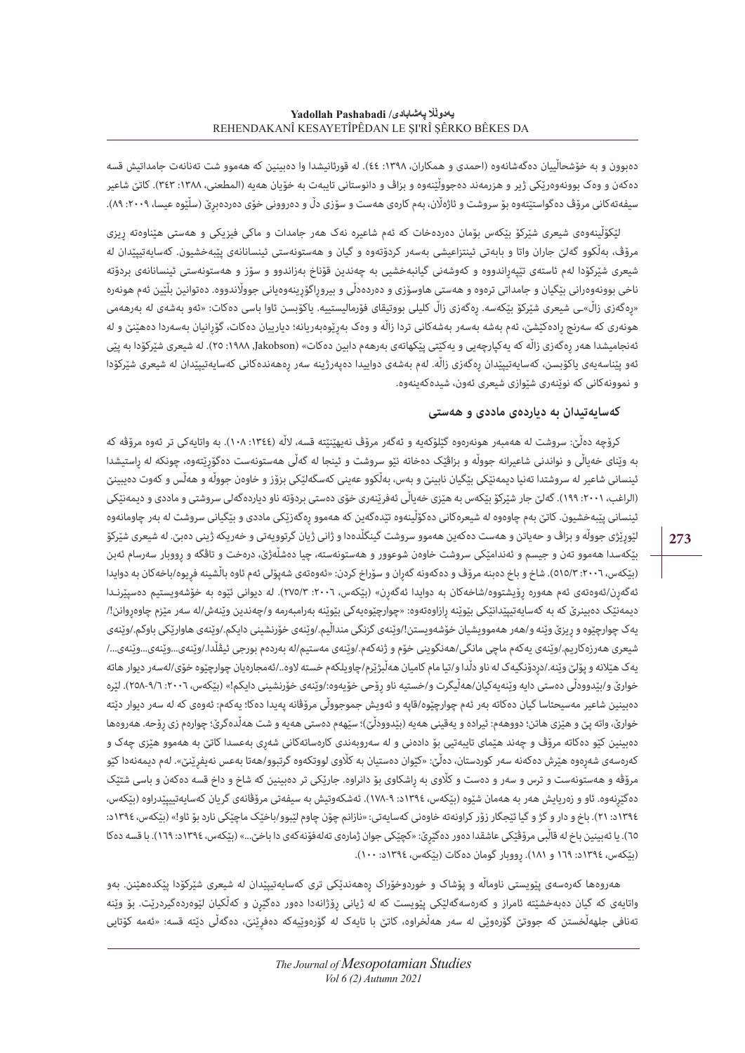دەبوون و بە خۆشحاڵییان دەگەشانەوە (احمدی و همکاران، ١٣٩٨: ٤٤). لە قورئانیشدا وا دەبینین کە هەموو شت تەنانەت جامداتیش قسە دەکەن و وەک بوونەوەرێکی ژیر و هزرمەند دەجووڵێنەوە و بزاڤ و دانوستانی تایبەت بە خۆیان هەیە (المطعنی، ١٣٨٨: ٣٤٣). کاتێ شاعیر سیفەتەکانی مرۆڤ دەگواستێتەوە بۆ سروشت و ئاژەڵان، بەم کارەی هەست و سۆزی دڵ و دەروونی خۆی دەردەبڕێ (سلێوە عیسا، ٢٠٠٩: ٨٩).

لێکۆڵینەوەی شیعری شێرکۆ بێکەس بۆمان دەردەخات کە ئەم شاعیرە نەک هەر جامدات و ماکی فیزیکی و هەستی هێناوەتە ڕیزی مرۆڤ، بەڵکوو گەلێ جاران واتا و بابەتی ئینتزاعیشی بەسەر کردۆتەوە و گیان و هەستونەستی ئینسانانەی پێبەخشیون. کەسایەتیپێدان لە شیعری شێرکۆدا لەم ئاستەی تێپەڕاندووە و کەوشەنی گیانبەخشیی بە چەندین قۆناخ بەزاندوو و سۆز و هەستونەستی ئینسانانەی بردۆتە ناخی بوونەوەرانی بێگیان و جامداتی تروەوە و هەستی هاوسۆزی و دەردەدڵی و بیروڕاگۆڕینەوەیانی جووڵاندووە. دەتوانین بڵێین ئەم هونەرە «ڕەگەزی زاڵ»ـی شیعری شێرکۆ بێکەسە. ڕەگەزی زاڵ کلیلی بووتیقای فۆرمالیستییە. یاکۆبسن ئاوا باسی دەکات: «ئەو بەشەی لە بەرهەمی هونەری کە سەرنج ڕادەکێشێ، ئەم بەشە بەسەر بەشەکانی تردا زاڵە و وەک بەڕێوەبەریانە؛ دیارییان دەکات، گۆڕانیان بەسەردا دەهێنێ و لە ئەنجامیشدا هەر ڕەگەزی زاڵە کە یەکپارچەیی و یەکێتی پێکهاتەی بەرهەم دابین دەکات» (Jakobson, ١٩٨٨: ٢٥). لە شیعری شێرکۆدا بە پێی ئەو پێناسەیەی یاکۆبسن، کەسایەتیپێدان ڕەگەزی زاڵە. لەم بەشەی دواییدا دەپەرژێنە سەر ڕەهەندەکانی کەسایەتیپێدان لە شیعری شێرکۆدا و نموونەکانی کە نوێنەری شێوازی شیعری ئەون، شیدەکەینەوە.

### کەسایەتیدان بە دیاردەی ماددی و هەستی

کرۆچە دەڵێ: سروشت لە هەمبەر هونەرەوە گێلۆکەیە و ئەگەر مرۆڤ نەیهێنێتە قسە، لاڵە (١٣٤٤: ١٠٨). بە واتایەکی تر ئەوە مرۆڤە کە بە وێنای خەیاڵی و نواندنی شاعیرانە جووڵە و بزاڤێک دەخاتە نێو سروشت و ئینجا لە گەڵی هەستونەست دەگۆڕێتەوە، چونکە لە ڕاستیشدا ئینسانی شاعیر لە سروشتدا تەنیا دیمەنێکی بێگیان نابینێ و بەس، بەڵکوو عەینی کەسگەلێکی بزۆز و خاوەن جووڵە و هەڵس و کەوت دەبینێ (الراغب، ٢٠٠١: ١٩٩). گەلێ جار شێرکۆ بێکەس بە هێزی خەیاڵی ئەفرێنەری خۆی دەستی بردۆتە ناو دیاردەگەلی سروشتی و ماددی و دیمەنێکی ئینسانی پێبەخشیون. کاتێ بەم چاوەوە لە شیعرەکانی دەکۆڵینەوە تێدەگەین کە هەموو ڕەگەزێکی ماددی و بێگیانی سروشت لە بەر چاومانەوە لێوڕێژی جووڵە و بزاڤ و حەیاتن و هەست دەکەین هەموو سروشت گینگڵدەدا و ژانی ژیان گرتوویەتی و خەریکە ژینی دەبێ. لە شیعری شێرکۆ بێکەسدا هەموو تەن و جیسم و ئەندامێکی سروشت خاوەن شعوور و هەستونەستە، چیا دەشڵەژێ، درەخت و تاڤگە و ڕووبار سەرسام ئەبن (بێکەس، ٢٠٠٦/٣: ٥١٥). شاخ و باخ دەبنە مرۆڤ و دەکەونە گەران و سۆراغ کردن: «ئەوەتەی شەپۆلی ئەم ئاوە باڵشینە فرییوە/باخەکان بە دوایدا ئەگەڕێن/ئەوەتەی ئەم هەورە ڕۆیشتووە/شاخەکان بە دوایدا ئەگەڕێن» (بێکەس، ٢٠٠٦/٣: ٢٧٥). لە دیوانی ئێوە لە خۆشەویستیم دەسپێرنـدا دیمەنێک دەبینرێ کە بە کەسایەتیپێدانێکی بێوێنە ڕازاوەتەوە: «چوارچێوەیەکی بێوێنە بەرامبەرمە و/چەندین وێنەش/لە سەر مێزم چاوەڕوانن!/یەک چوارچێوە و ڕیزێ وێنە و/هەر هەموویشیان خۆشەویستن!/وێنەی گزنگی منداڵیم./وێنەی خۆرنشینی دایکم./وێنەی هاوارێکی باوکم./وێنەی شیعری هەرزەکاریم./وێنەی یەکەم ماچی مانگی/هەنگوینی خۆم و ژنەکەم./وێنەی مەستیم/لە بەردەم بورجی ئیفڵدا./وێنەی...وێنەی...وێنەی.../یەک هێلانە و پۆلێ وێنە./دڕدۆنگیەک لە ناو دڵدا و/ئیا مام کامیان هەڵبژێرم/چاویلکەم خستە لاوە../ئەمجارەیان چوارچێوە خۆی/لەسەر دیوار هاتە خوارێ و/بێدوودڵی دەستی دایە وێنەیەکیان/هەڵیگرت و/خستیە ناو ڕۆحی خۆیەوە:/وێنەی خۆرنشینی دایکم!» (بێکەس، ٢٠٠٦: ٩/٦-٢٥٨). لێرە دەبینین شاعیر مەسیحئاسا گیان دەکاتە بەر ئەم چوارچێوە/قاپە و ئەویش جموجووڵی مرۆڤانە پەیدا دەکا؛ یەکەم: ئەوەی کە لە سەر دیوار دێتە خوارێ، واتە پێ و هێزی هاتن؛ دووهەم: ئیرادە و یەقینی هەیە (بێدوودڵێ)؛ سێهەم دەستی هەیە و شت هەڵدەگرێ؛ چوارەم زی ڕۆحە. هەروەها دەبینین کێو دەکاتە مرۆڤ و چەند هێمای تایبەتیی بۆ دادەنێ و لە سەروبەندی کارەساتەکانی شەڕی بەعسدا کاتێ بە هەموو هێزی چەک و کەرەسەی شەڕەوە هێرش دەکەنە سەر کوردستان، دەڵێ: «کێوان دەستیان بە کڵاوی لووتکەوە گرتبوو/هەتا بەعس نەیفڕێنێ». لەم دیمەنەدا کێو مرۆڤە و هەستونەست و ترس و سەر و دەست و کڵاوی بۆ ڕاشکاوی بۆ دانراوە. جارێکی تر دەبینین کە شاخ و داخ قسە دەکەن و باسی شتێک دەگێڕنەوە. ئاو و زەرباییش هەر بە هەمان شێوە (بێکەس، ١٣٩٤د: ٩-١٧٨). ئەشکەوتیش بە سیفەتی مرۆڤانەی گریان کەسایەتیپێدراوە (بێکەس، ١٣٩٤د: ٢١). باخ و دار و گڕ و گیا ئێجگار زۆر کراونەتە خاوەنی کەسایەتی: «نازانم چۆن چاوم لێبوو/باخێک ماچێکی نارد بۆ ئاو!» (بێکەس، ١٣٩٤د: ٦٥). یا ئەبینین باخ لە قاڵبی مرۆڤێکی عاشقدا دەور دەگێڕێ: «کچێکی جوان ژمارەی تەلەفۆنەکەی دا باخێ...» (بێکەس، ١٣٩٤د: ١٦٩). با قسە دەکا (بێکەس، ١٣٩٤د: ١٦٩ و ١٨١). ڕووبار گومان دەکات (بێکەس، ١٣٩٤د: ١٠٠).

هەروەها کەرەسەی پێویستی ناوماڵە و پۆشاک و خوردوخۆراک ڕەهەندێکی تری کەسایەتیپێدان لە شیعری شێرکۆدا پێکدەهێنن. بەو واتایەی کە گیان دەبەخشێتە ئامراز و کەرەسەگەلێکی پێویست کە لە ژیانی ڕۆژانەدا دەور دەگێڕن و کەڵکیان لێوەردەگیردرێت. بۆ وێنە تەنانی جلهەڵخستن لە جووتێ گۆرەوێی لە سەر هەڵخراوە، کاتێ با تایەک لە گۆرەوییەکە دەفڕێنێ، دەگەڵی دێتە قسە: «ئەمە کۆتایی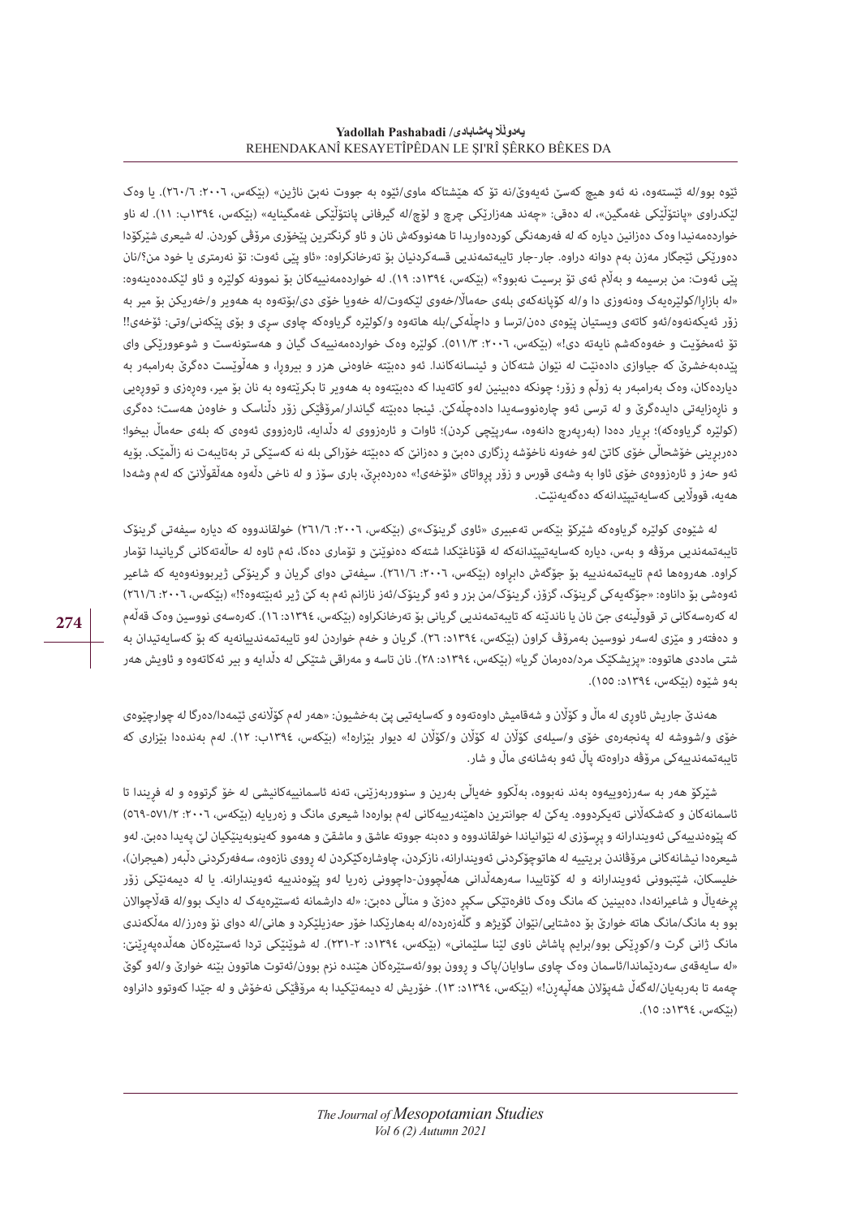ئێوە بوو/لە ئێستەوە، نە ئەو هیچ کەسێ ئەیەوێ/نە تۆ کە هێشتاکە ماوی/ئێوە بە جووت نەبێ ناژین» (بێکەس، ٢٠٠٦: ٦/٢٦٠). یا وەک لێکدراوی «پانتۆڵێکی غەمگین»، لە دەڤی: «چەند هەژارێکی چرچ و لۆچ/لە گیرفانی پانتۆڵێکی غەمگینیا» (بێکەس، ١٣٩٤ب: ١١). لە ناو خواردەمەنیدا وەک دەزانین دیارە کە لە فەرهەنگی کوردەواریدا تا هەنووکەش نان و ئاو گرنگترین پێخۆری مرۆڤی کوردن. لە شیعری شێرکۆدا دەورێکی ئێجگار مەزن بەم دوانە دراوە. جار-جار تایبەتمەندیی قسەکردنیان بۆ تەرخانکراوە: «ئاو پێی ئەوت: تۆ نەرمتری یا خود من؟/نان پێی ئەوت: من برسیمە و بەڵام ئەی تۆ برسیت نەبووە؟» (بێکەس، ١٣٩٤د: ١٩). لە خواردەمەنییەکان بۆ نموونە کولێرە و ئاو لێکدەدەینەوە: «لە بازاڕا/کولێرەیەک وەنەوزی دا و/لە کۆپانەکەی بلەی حەماڵا/خەوی لێکەوت/لە خەویا خۆی دی/بۆتەوە بە هەویر و/خەریکن بۆ میر بە زۆر ئەیکەنەوە/ئەو کاتەی ویستیان پێوەی دەن/ترسا و داچڵەکی/بلە هاتەوە و/کولێرە گریاوەکە چاوی سڕی و بۆی پێکەنی/وتی: ئۆخەی!! تۆ ئەمخۆیت و خەوەکەشم نایەتە دی!» (بێکەس، ٢٠٠٦: ٣/٥١١). کولێرە وەک خواردەمەنییەک گیان و هەستونەست و شوعوورێکی وای پێدەبەخشرێ کە جیاوازی دادەنێت لە نێوان شتەکان و ئینسانەکاندا. ئەوە دەبێتە خاوەنی هزر و بیروڕا، و هەڵوێست دەگرێ بەرامبەر بە دیاردەکان، وەک بەرامبەر بە زوڵم و زۆر؛ چونکە دەبینین لەو کاتەیدا کە دەبێتەوە بە هەویر تا بکرێتەوە بە نان بۆ میر، وەڕەزی و تووڕەیی و ناڕەزایەتی دایدەگرێ و لە ترسی ئەو چارەنووسەیدا دادەچڵەکێ. ئینجا دەبێتە گیاندار/مرۆڤێکی زۆر دڵناسک و خاوەن هەست؛ دەگری (کولێرە گریاوەکە)؛ بڕیار دەدا (بەرپەرچ دانەوە، سەرپێچی کردن)؛ ئاوات و ئارەزووی لە دڵدایە، ئارەزووی ئەوەی کە بلەی حەماڵ بیخوا؛ دەربڕینی خۆشحاڵی خۆی کاتێ لەو خەونە ناخۆشە ڕزگاری دەبێ و دەزانێ کە دەبێتە خۆراکی بلە نە کەسێکی تر بەتایبەت نە زاڵمێک. بۆیە ئەو حەز و ئارەزووەی خۆی ئاوا بە وشەی قورس و زۆر پڕواتای «ئۆخەی!» دەردەبڕێ، باری سۆز و لە ناخی دڵەوە هەڵقوڵانێ کە لەم وشەدا هەیە، قووڵایی کەسایەتیپێدانەکە دەگەیەنێت.

لە شێوەی کولێرە گریاوەکە شێرکۆ بێکەس تەعبیری «ئاوی گرینۆک»ی (بێکەس، ٢٠٠٦: ٦/٢٦١) خولقاندووە کە دیارە سیفەتی گرینۆک تایبەتمەندیی مرۆڤە و بەس، دیارە کەسایەتیپێدانەکە لە قۆناغێکدا شتەکە دەنوێنێ و تۆماری دەکا، ئەم ئاوە لە حاڵەتەکانی گریانیدا تۆمار کراوە. هەروەها ئەم تایبەتمەندییە بۆ جۆگەش دابڕاوە (بێکەس، ٢٠٠٦: ٦/٢٦١). سیفەتی دوای گریان و گرینۆکی ژێربوونەوەیە کە شاعیر ئەوەشی بۆ داناوە: «جۆگەیەکی گرینۆک، گڕۆڕ، گرینۆک/من بزر و ئەو گرینۆک/ئەز نازانم ئەم بە کێ ژێر ئەبێتەوە؟!» (بێکەس، ٢٠٠٦: ٦/٢٦١) لە کەرەسەکانی تر قووڵینەی جێ نان یا نانداننە کە تایبەتمەندیی گریانی بۆ تەرخانکراوە (بێکەس، ١٣٩٤د: ١٦). کەرەسەی نووسین وەک قەڵەم و دەفتەر و مێزی لەسەر نووسین بەمرۆڤ کراون (بێکەس، ١٣٩٤د: ٢٦). گریان و خەم خواردن لەو تایبەتمەندییانەیە کە بۆ کەسایەتیدان بە شتی ماددی هاتووە: «پزیشکێک مرد/دەرمان گریا» (بێکەس، ١٣٩٤د: ٢٨). نان تاسە و مەراقی شتێکی لە دڵدایە و بیر ئەکاتەوە و ئاویش هەر بەو شێوە (بێکەس، ١٣٩٤د: ١٥٥).

هەندێ جاریش ئاوڕی لە ماڵ و کۆڵان و شەقامیش داوەتەوە و کەسایەتیی پێ بەخشیون: «هەر لەم کۆڵانەی ئێمەدا/دەرگا لە چوارچێوەی خۆی و/شووشە لە پەنجەرەی خۆی و/سیلەی کۆڵان لە کۆڵان و/کۆڵان لە دیوار بێزارە!» (بێکەس، ١٣٩٤ب: ١٢). لەم بەندەدا بێزاری کە تایبەتمەندییەکی مرۆڤە دراوەتە پاڵ ئەو بەشانەی ماڵ و شار.

شێرکۆ هەر بە سەرزەوییەوە بەند نەبووە، بەڵکوو خەیاڵی بەرین و سنووربەزێنی، تەنە ئاسمانییەکانیشی لە خۆ گرتووە و لە فڕیندا تا ئاسمانەکان و کەشکەڵانی تەیکردووە. یەکێ لە جوانترین داهێنەرییەکانی لەم بوارەدا شیعری مانگ و زەریایە (بێکەس، ٢٠٠٦: ٢/٥٧١-٥٦٩) کە پێوەندییەکی ئەویندارانە و پڕسۆزی لە نێوانیاندا خولقاندووە و دەبنە جووتە عاشق و ماشقێ و هەموو کەینوبەینێکیان لێ پەیدا دەبێ. لەو شیعرەدا نیشانەکانی مرۆڤاندن بریتییە لە هاتوچۆکردنی ئەویندارانە، نازکردن، چاوشارەکێکردن لە ڕووی نازەوە، سەفەرکردنی دڵبەر (هیجران)، خلیسکان، شێتبوونی ئەویندارانە و لە کۆتاییدا سەرهەڵدانی هەڵچوون-داچوونی زەریا لەو پێوەندییە ئەویندارانە. یا لە دیمەنێکی زۆر پڕخەیاڵ و شاعیرانەدا، دەبینین کە مانگ وەک ئافرەتێکی سکپڕ دەزێ و مناڵی دەبێ: «لە دارشمانە ئەستێرەیەک لە دایک بوو/لە قەڵاچوالان بوو بە مانگ/مانگ هاتە خوارێ بۆ دەشتایی/نێوان گۆێژە و گڵەزەردە/لە بەهارێکدا خۆر حەزیلێکرد و هانی/لە دوای نۆ نۆ وەرز/لە مەڵکەندی مانگ ژانی گرت و/کوڕێکی بوو/براپم پاشاش ناوی لێنا سلێمانی» (بێکەس، ١٣٩٤د: ٢-٢٣١). لە شوێنێکی تردا ئەستێرەکان هەڵدەپەڕێنێ: «لە سایەقەی سەردێماندا/ئاسمان وەک چاوی ساوایان/پاک و ڕوون بوو/ئەستێرەکان هێندە نزم بوون/ئەتوت هاتوون بێنە خوارێ و/لەو گوێ چەمە تا بەربەیان/لەگەڵ شەپۆلان هەڵپەڕن!» (بێکەس، ١٣٩٤د: ١٣). خۆریش لە دیمەنێکیدا بە مرۆڤێکی نەخۆش و لە جێدا کەوتوو دانراوە (بێکەس، ١٣٩٤د: ١٥).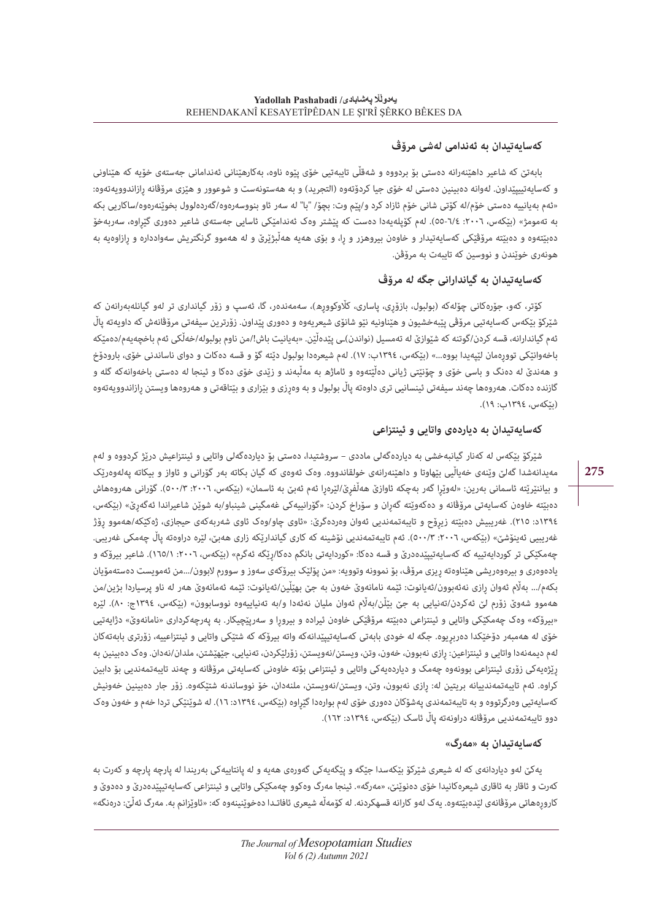## کەسایەتیدان بە ئەندامی لەشی مرۆڤ

بابەتێ کە شاعیر داهێنەرانە دەستی بۆ بردووە و شەقڵی تایبەتیی خۆی پێوە ناوە، بەکارهێنانی ئەندامانی جەستەی خۆیە کە هێناونی و کەسایەتیپێداون. لەوانە دەبینین دەستی لە خۆی جیا کردۆتەوە (التجرید) و بە هەستونەست و شوعوور و هێزی مرۆڤانە ڕازاندوویەتەوە: «ئەم بەیانییە دەستی خۆم/لە کۆتی شانی خۆم ئازاد کرد و/پێم وت: بچۆ/ "با" لە سەر ئاو بنووسەرەوە/گەڕەدلوول بخوێنەرەوە/ساکاریی بکە بە تەمومژ» (بێکەس، ٢٠٠٦: ٦/٤-٥٥). لەم کۆپلەیەدا دەست کە پێشتر وەک ئەندامێکی ئاسایی جەستەی شاعیر دەوری گێڕاوە، سەربەخۆ دەبێتەوە و دەبێتە مرۆڤێکی کەسایەتیدار و خاوەن بیروهزر و ڕا، و بۆی هەیە هەڵبژێرێ و لە هەموو گرنگتریش سەوادداره و ڕازاوەیە بە هونەری خوێندن و نووسین کە تایبەت بە مرۆڤن.

## کەسایەتیدان بە گیاندارانی جگە لە مرۆڤ

کۆتر، کەو، جۆرەکانی چۆلەکە (بولبول، بازۆڕی، پاساری، کلاوکوورە)، سەمەندەر، گا، ئەسپ و زۆر گیاندارى تر لەو گیانلەبەرانەن کە شێرکۆ بێکەس کەسایەتیی مرۆڤی پێبەخشیون و هێناونیە نێو شانۆی شیعریەوە و دەوری پێداون. زۆرترین سیفەتی مرۆڤانەش کە داویەتە پاڵ ئەم گیاندارانە، قسە کردن/گوتنە کە شێوازێ لە تەمسیل (نواندن)ـی پێدەڵێن. «بەیانیت باش!/من ناوم بولبولە/خەڵکی ئەم باخچەیەم/دەمێکە باخەوانێکی تووڕەمان لێپەیدا بووە...» (بێکەس، ١٣٩٤ب: ١٧). لەم شیعرەدا بولبول دێتە گۆ و قسە دەکات و دوای ناساندنی خۆی، بارودۆخ و هەندێ لە دەنگ و باسی خۆی و چۆنێتی ژیانی دەڵێتەوە و ئاماژە بە مەڵبەند و زێدی خۆی دەکا و ئینجا لە دەستی باخەوانەکە گلە و گازندە دەکات. هەروەها چەند سیفەتی ئینسانیی تری داوەتە پاڵ بولبول و بە وەڕزی و بێزاری و بێتاقەتی و هەروەها ویستن ڕازاندوویەتەوە (بێکەس، ١٣٩٤ب: ١٩).

## کەسایەتیدان بە دیاردەی واتایی و ئینتزاعی

شێرکۆ بێکەس لە کەنار گیانبەخشی بە دیاردەگەلی ماددی – سروشتیدا، دەستی بۆ دیاردەگەلی واتایی و ئینتزاعیش درێژ کردووە و لەم مەیدانەشدا گەلێ وێنەی خەیاڵیی بێهاوتا و داهێنەرانەی خولقاندووە. وەک ئەوەی کە گیان بکاتە بەر گۆرانی و ئاواز و بیکاتە پەلەوەرێک و بیانێرێتە ئاسمانی بەرین: «لەوێڕا گەر بەچکە ئاوازێ هەڵفڕێ/لێرەڕا ئەم ئەبێ بە ئاسمان» (بێکەس، ٢٠٠٦: ٥٠٠/٣). گۆرانی هەروەهاش دەبێتە خاوەن کەسایەتی مرۆڤانە و دەکەوێتە گەڕان و سۆراخ کردن: «گۆرانییەکی غەمگینی شینباو/بە شوێن شاعیراندا ئەگەڕێ» (بێکەس، ١٣٩٤د: ٢١٥). غەریبیش دەبێتە زیرۆح و تایبەتمەندیی ئەوان وەردەگرێ: «ئاوی چاو/وەک ئاوی شەربەکەی حیجازی، ژەکێکە/هەموو ڕۆژ غەریبی ئەینۆشێ» (بێکەس، ٢٠٠٦: ٥٠٠/٣). ئەم تایبەتمەندیی نۆشینە کە کاری گیاندارێکە زاری هەبێ، لێرە دراوەتە پاڵ چەمکی غەریبی. چەمکێکی تر کوردایەتییە کە کەسایەتیپێدەدرێ و قسە دەکا: «کوردایەتی بانگم دەکا/ڕێگە ئەگرم» (بێکەس، ٢٠٠٦: ١٦٥/١). شاعیر بیرۆکە و یادەوەری و بیرەوەریشی هێناوەتە ڕیزی مرۆڤ، بۆ نموونە وتوویە: «من پۆلێک بیرۆکەی سەوز و سوورم لابوون/...من ئەمویست دەستەمۆیان بکەم/... بەڵام ئەوان ڕازی نەئەبوون/ئەیانوت: ئێمە نامانەوێ خەون بە جێ بهێڵین/ئەیانوت: ئێمە ئەمانەوێ هەر لە ناو پرسیاردا بژین/من هەموو شەوێ زۆرم لێ ئەکردن/تەنیایی بە جێ بێڵن/بەڵام ئەوان ملیان نەئەدا و/بە تەنیاییەوە نووسابوون» (بێکەس، ١٣٩٤ج: ٨٠). لێرە «بیرۆکە» وەک چەمکێکی واتایی و ئینتزاعی دەبێتە مرۆڤێکی خاوەن ئیرادە و بیروڕا و سەرپێچیکار. بە پەرچەکرداری «نامانەوێ» دژایەتیی خۆی لە هەمبەر دۆخێکدا دەربڕیوە. جگە لە خودی بابەتی کەسایەتیپێدانەکە واتە بیرۆکە شتێکی واتایی و ئینتزاعییە، زۆرتری بابەتەکان لەم دیمەنەدا واتایی و ئینتزاعین: ڕازی نەبوون، خەون، وتن، ویستن/نەویستن، زۆرلێکردن، تەنیایی، جێهێشتن، ملدان/نەدان. وەک دەبینین بە ڕێژەیەکی زۆری ئینتزاعی بوونەوە چەمک و دیاردەیەکی واتایی و ئینتزاعی بۆتە خاوەنی کەسایەتی مرۆڤانە و چەند تایبەتمەندیی بۆ دابین کراوە. ئەم تایبەتمەندییانە بریتین لە: ڕازی نەبوون، وتن، ویستن/نەویستن، ملنەدان، خۆ نووساندنە شتێکەوە. زۆر جار دەبینین خەونیش کەسایەتیی وەرگرتووە و بە تایبەتمەندی پەشۆکان دەوری خۆی لەم بوارەدا گێڕاوە (بێکەس، ١٣٩٤د: ١٦). لە شوێنێکی تردا خەم و خەون وەک دوو تایبەتمەندیی مرۆڤانە دراونەتە پاڵ ئاسک (بێکەس، ١٣٩٤د: ١٦٢).

## کەسایەتیدان بە «مەرگ»

یەکێ لەو دیاردانەی کە لە شیعری شێرکۆ بێکەسدا جێگە و پێگەیەکی گەورەی هەیە و لە پانتاییەکی بەریندا لە پارچە پارچە و کەرت بە کەرت و ئاقار بە ئاقاری شیعرەکانیدا خۆی دەنوێنێ، «مەرگە». ئینجا مەرگ وەکوو چەمکێکی واتایی و ئینتزاعی کەسایەتیپێدەدرێ و دەدوێ و کارورەهاتی مرۆڤانەی لێدەبێتەوە. یەک لەو کارانە قسەکردنە. لە کۆمەڵە شیعری ئافاتدا دەخوێنینەوە کە: «ئاوێزانم بە. مەرگ ئەڵێ: درەنگە»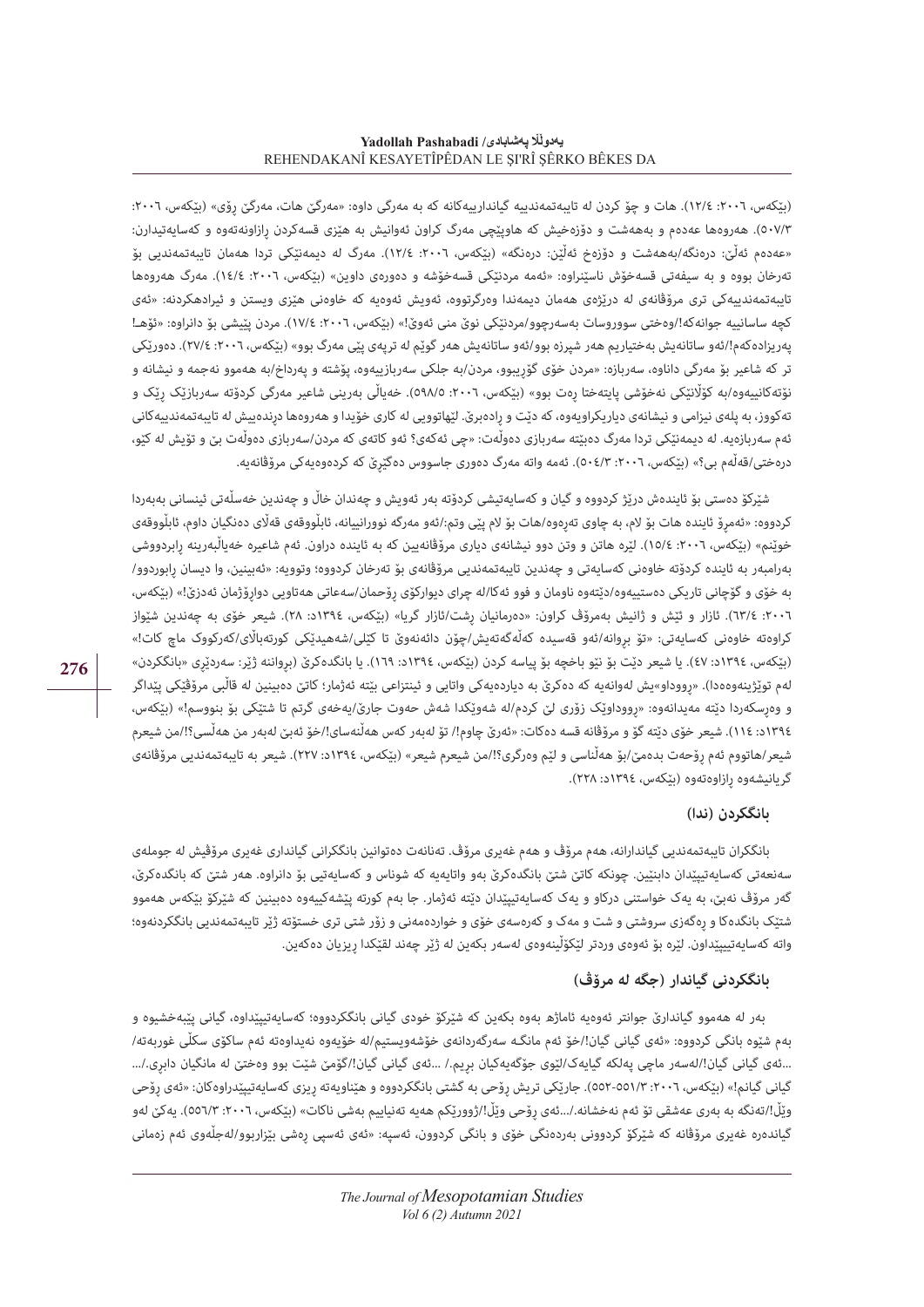(بێکەس، ٢٠٠٦: ١٢/٤). هات و چۆ کردن لە تایبەتمەندییە گیانداریەکانە کە بە مەرگی داوە: «مەرگێ هات، مەرگێ ڕۆی» (بێکەس، ٢٠٠٦: ٥٠٧/٣). هەروەها عەدەم و بەهەشت و دۆزەخیش کە هاوپێچی مەرگ کراون ئەوانیش بە هێزی قسەکردن ڕازاونەتەوە و کەسایەتیدارن: «عەدەم ئەڵێ: درەنگە/بەهەشت و دۆزەخ ئەڵێن: درەنگە» (بێکەس، ٢٠٠٦: ١٢/٤). مەرگ لە دیمەنێکی تردا هەمان تایبەتمەندیی بۆ تەرخان بووە و بە سیفەتی قسەخۆش ناسێنراوە: «ئەمە مردنێکی قسەخۆشە و دەورەی داوین» (بێکەس، ٢٠٠٦: ١٤/٤). مەرگ هەروەها تایبەتمەندییەکی تری مرۆڤانەی لە درێژەی هەمان دیمەندا وەرگرتووە، ئەویش ئەوەیە کە خاوەنی هێزی ویستن و ئیرادەکردنە: «ئەی کچە ساسانییە جوانەکە!/وەختی سووروسات بەسەرچوو/مردنێکی نوێ منی ئەوێ!» (بێکەس، ٢٠٠٦: ١٧/٤). مردن پێیشی بۆ دانراوە: «ئۆهـ! پەریزادەکەم!/ئەو ساتانەیش بەختیاریم هەر شپرزە بوو/ئەو ساتانەیش هەر گوێم لە ترپەی پێی مەرگ بوو» (بێکەس، ٢٠٠٦: ٢٧/٤). دەورێکی تر کە شاعیر بۆ مەرگی داناوە، سەربازە: «مردن خۆی گۆڕیبوو، مردن/بە جلکی سەربازییەوە، پۆشتە و پەرداخ/بە هەموو نەجمە و نیشانە و نۆتەکانییەوە/بە کۆڵانێکی نەخۆشی پایتەختا ڕەت بوو» (بێکەس، ٢٠٠٦: ٥٩٨/٥). خەیاڵی بەرینی شاعیر مەرگی کردۆتە سەربازێک ڕێک و تەکووز، بە پلەی نیزامی و نیشانەی دیاریکراویەوە، کە دێت و ڕادەبرێ. لێهاتوویی لە کاری خۆیدا و هەروەها درندەییش لە تایبەتمەندییەکانی ئەم سەربازەیە. لە دیمەنێکی تردا مەرگ دەبێتە سەربازی دەوڵەت: «چی ئەکەی؟ ئەو کاتەی کە مردن/سەربازی دەوڵەت بێ و تۆیش لە کێو، دەرەختی/قەڵەم بی؟» (بێکەس، ٢٠٠٦: ٥٠٤/٣). ئەمە واتە مەرگ دەوری جاسووس دەگێڕێ کە کردەوەیەکی مرۆڤانەیە.

شێرکۆ دەستی بۆ ئایندەش درێژ کردووە و گیان و کەسایەتیشی کردۆتە بەر ئەویش و چەندان خاڵ و چەندین خەسڵەتی ئینسانی بەبەردا کردووە: «ئەمڕۆ ئاینده هات بۆ لام، بە چاوی تەڕەوە/هات بۆ لام پێی وتم:/ئەو مەرگە نوورانییانە، ئابڵووقەی قەڵای دەنگیان داوم، ئابڵووقەی خوێنم» (بێکەس، ٢٠٠٦: ١٥/٤). لێرە هاتن و وتن دوو نیشانەی دیاری مرۆڤانەیین کە بە ئاینده دراون. ئەم شاعیرە خەیاڵبەرینە ڕابردووشی بەرامبەر بە ئاینده کردۆتە خاوەنی کەسایەتی و چەندین تایبەتمەندیی مرۆڤانەی بۆ تەرخان کردووە؛ وتوویە: «ئەبینین، وا دیسان ڕابوردوو/بە خۆی و گۆچانی تاریکی دەستییەوە/دێتەوە ناومان و فوو ئەکا/لە چرای دیوارکۆی ڕۆحمان/سەعاتی هەتاویی دواڕۆژمان ئەدزێ!» (بێکەس، ٢٠٠٦: ٦٣/٤). ئازار و ئێش و ژانیش بەمرۆڤ کراون: «دەرمانیان ڕشت/ئازار گریا» (بێکەس، ١٣٩٤د: ٢٨). شیعر خۆی بە چەندین شێواز کراوەتە خاوەنی کەسایەتی: «تۆ بڕوانە/ئەو قەسیدە کەڵەگەتەیش/چۆن دائەنەوێ تا کێلی/شەهیدێکی کورتەباڵای/کەرکووک ماچ کات!» (بێکەس، ١٣٩٤د: ٤٧). یا شیعر دێت بۆ نێو باخچە بۆ پیاسە کردن (بێکەس، ١٣٩٤د: ١٦٩). یا بانگەکرێ (بڕواننە ژێر: سەردێڕی «بانگکردن» لەم توێژینەوەدا). «ڕووداو»یش لەوانەیە کە دەکرێ بە دیاردەیەکی واتایی و ئینتزاعی بێتە ئەژمار؛ کاتێ دەبینین لە قاڵبی مرۆڤێکی پێداگر و وەڕسکەردا دێتە مەیدانەوە: «ڕووداوێک زۆری لێ کردم/لە شەوێکدا شەش حەوت جارێ/بەخەی گرتم تا شتێکی بۆ بنووسم!» (بێکەس، ١٣٩٤د: ١١٤). شیعر خۆی دێتە گۆ و مرۆڤانە قسە دەکات: «ئەرێ چاوم!/ تۆ لەبەر کەس هەڵنەسای!/خۆ ئەبێ لەبەر من هەڵسی؟!/من شیعرم شیعر/هاتووم ئەم ڕۆحەت بدەمێ/بۆ هەڵناسی و لێم وەرگری؟!/من شیعرم شیعر» (بێکەس، ١٣٩٤د: ٢٢٧). شیعر بە تایبەتمەندیی مرۆڤانەی گریانیشەوە ڕازاوەتەوە (بێکەس، ١٣٩٤د: ٢٢٨).

### بانگکردن (ندا)

بانگکران تایبەتمەندیی گیاندارانە، هەم مرۆڤ و هەم غەیری مرۆڤ. تەنانەت دەتوانین بانگکرانی گیانداری غەیری مرۆڤیش لە جوملەی سەنعەتی کەسایەتیپێدان دابنێین. چونکە کاتێ شتێ بانگدەکرێ بەو واتایەیە کە شوناس و کەسایەتیی بۆ دانراوە. هەر شتێ کە بانگدەکرێ، گەر مرۆڤ نەبێ، بە یەک خواستنی درکاو و یەک کەسایەتیپێدان دێتە ئەژمار. جا بەم کورتە پێشەکییەوە دەبینین کە شێرکۆ بێکەس هەموو شتێک بانگدەکا و بەگەزی سروشتی و شت و مەک و کەرەسەی خۆی و خواردەمەنی و زۆر شتی تری خستۆتە ژێر تایبەتمەندیی بانگکردنەوە؛ واتە کەسایەتیپێداون. لێرە بۆ ئەوەی وردتر لێکۆڵینەوەی لەسەر بکەین لە ژێر چەند لقێکدا ڕیزیان دەکەین.

### بانگکردنی گیاندار (جگە لە مرۆڤ)

بەر لە هەموو گیاندارێ جوانتر ئەوەیە ئاماژە بەوە بکەین کە شێرکۆ خودی گیانی بانگکردووە؛ کەسایەتیپێداوە، گیانی پێبەخشیوە و بەم شێوە بانگی کردووە: «ئەی گیانی گیان!/خۆ ئەم مانگە سەرگەردانەی خۆشەویستیم/لە خۆیەوە نەیداوەتە ئەم ساکۆی سکڵی غوربەتە/ ...ئەی گیانی گیان!/لەسەر ماچی پەلکە گیایەک/لێوی جۆگەیەکیان بڕیم./ ...ئەی گیانی گیان!/گۆمێ شێت بوو وەختێ لە مانگیان دابڕی./... گیانی گیانم!» (بێکەس، ٢٠٠٦: ٥٥١/٣-٥٥٢). جارێکی تریش ڕۆحی بە گشتی بانگکردووە و هێناویەتە ڕیزی کەسایەتیپێدراوەکان: «ئەی ڕۆحی وێڵ!/تەنگە بە بەری عەشقی تۆ ئەم نەخشانە./...ئەی ڕۆحی وێڵ!/ژوورێکم هەیە تەنیاییم بەشی ناکات» (بێکەس، ٢٠٠٦: ٥٥٦/٣). یەکێ لەو گیاندەرە غەیری مرۆڤانە کە شێرکۆ کردوونی بەردەنگی خۆی و بانگی کردوون، ئەسپە: «ئەی ئەسپی ڕەشی بێزاربوو/لەجڵەوی ئەم زەمانی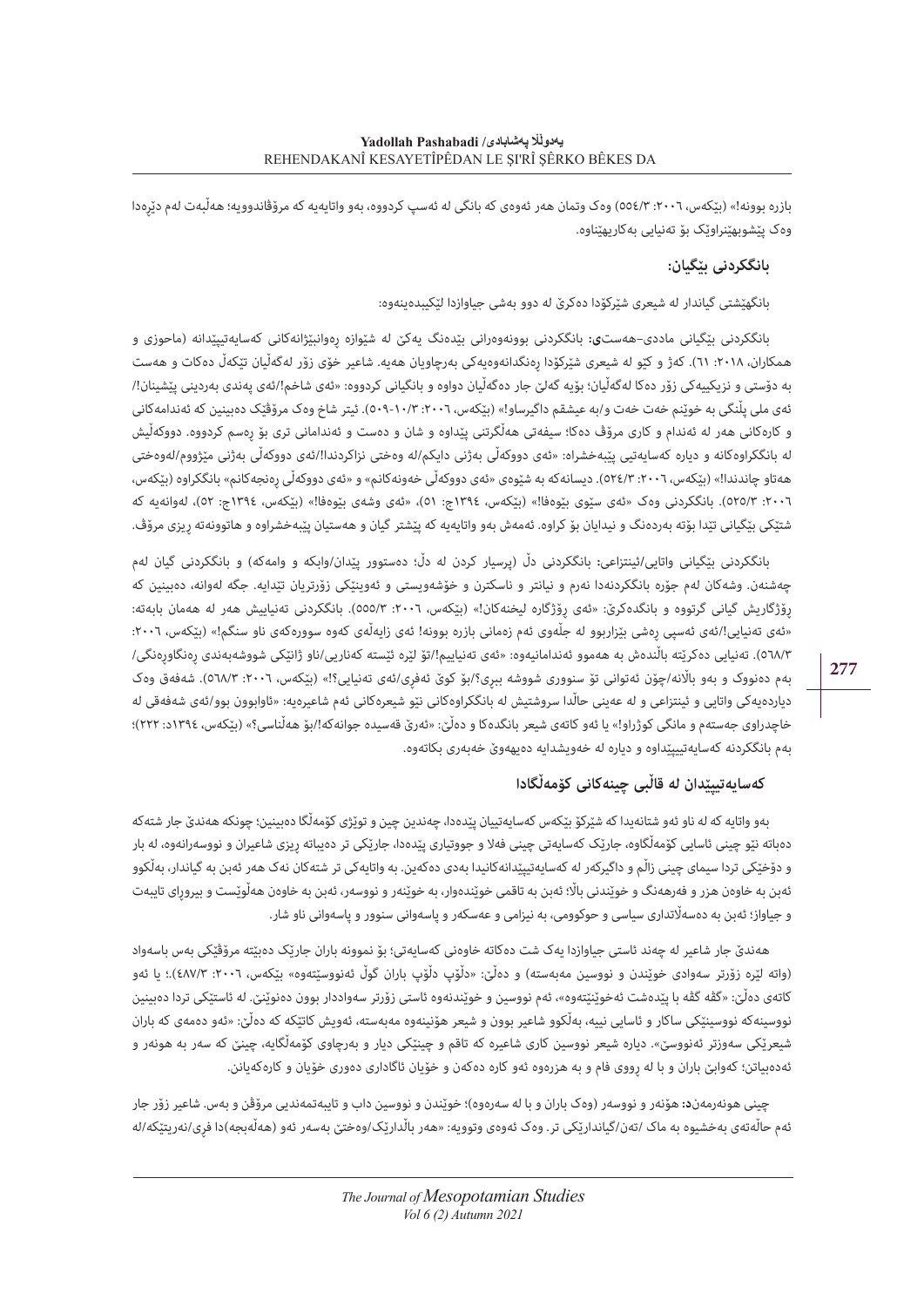بازرە بوونە!» (بێکەس، ٢٠٠٦: ٥٥٤/٣) وەک وتمان هەر ئەوەی کە بانگی لە ئەسپ کردووە، بەو واتایەیە کە مرۆڤاندوویە؛ هەڵبەت لەم دێڕەدا وەک پێشوبهێنراوێک بۆ تەنیایی بەکاریهێناوە.

### بانگکردنی بێگیان:

بانگهێشتی گیاندار لە شیعری شێرکۆدا دەکرێ لە دوو بەشی جیاوازدا لێکبدەینەوە:

بانگکردنی بێگیانی ماددی-هەستی: بانگکردنی بوونەوەرانی بێدەنگ یەکێ لە شێوازە ڕەوانبێژانەکانی کەسایەتیپێدانە (ماحوزی و هەمکاران، ٢٠١٨: ٦١). کەژ و کێو لە شیعری شێرکۆدا ڕەنگدانەوەیەکی بەرچاویان هەیە. شاعیر خۆی زۆر لەگەڵیان تێکەڵ دەکات و هەست بە دۆستی و نزیکییەکی زۆر دەکا لەگەڵیان؛ بۆیە گەلێ جار دەگەڵیان دواوە و بانگیانی کردووە: «ئەی شاخم!/ئەی پەندی بەردینی پێشینان!/ ئەی ملی پڵنگی بە خوێنم خەت خەت و/بە عیشقم داگیرساو!» (بێکەس، ٢٠٠٦: ٣/١٠-٥٠٩). ئیتر شاخ وەک مرۆڤێک دەبینین کە ئەندامەکانی و کارەکانی هەر لە ئەندام و کاری مرۆڤ دەکا؛ سیفەتی هەڵگرتنی پێداوە و شان و دەست و ئەندامانی تری بۆ ڕەسم کردووە. دووکەڵیش لە بانگکراوەکانە و دیارە کەسایەتیی پێبەخشراە: «ئەی دووکەڵی بەژنی دایکم/لە وەختی نزاکردندا!/ئەی دووکەڵی بەژنی مێژووم/لەوەختی هەتاو چاندندا!» (بێکەس، ٢٠٠٦: ٥٢٤/٣). دیسانەکە بە شێوەی «ئەی دووکەڵی خەونەکانم» و «ئەی دووکەڵی ڕەنجەکانم» بانگکراوە (بێکەس، ٢٠٠٦: ٥٢٥/٣). بانگکردنی وەک «ئەی سێوی بێوەفا!» (بێکەس، ١٣٩٤ج: ٥١)، «ئەی وشەی بێوەفا!» (بێکەس، ١٣٩٤ج: ٥٢)، لەوانەیە کە شتێکی بێگیانی تێدا بۆتە بەردەنگ و نیدایان بۆ کراوە. ئەمەش بەو واتایەیە کە پێشتر گیان و هەستیان پێبەخشراوە و هاتوونەتە ڕیزی مرۆڤ.

بانگکردنی بێگیانی واتایی/ئینتزاعی: بانگکردنی دڵ (پرسیار کردن لە دڵ؛ دەستوور پێدان/وابکە و وامەکە) و بانگکردنی گیان لەم چەشنەن. وشەکان لەم جۆرە بانگکردنەدا نەرم و نیانتر و ناسکترن و خۆشەویستی و ئەوینێکی زۆرتریان تێدایە. جگە لەوانە، دەبینین کە ڕۆژگاریش گیانی گرتووە و بانگدەکرێ: «ئەی ڕۆژگارە لیخنەکان!» (بێکەس، ٢٠٠٦: ٥٥٥/٣). بانگکردنی تەنیاییش هەر لە هەمان بابەتە: «ئەی تەنیایی!/ئەی ئەسپی ڕەشی بێزاربوو لە جڵەوی ئەم زەمانی بازرە بوونە! ئەی زایەڵەی کەوە سوورەکەی ناو سنگم!» (بێکەس، ٢٠٠٦: ٥٦٨/٣). تەنیایی دەکرێتە باڵندەش بە هەموو ئەندامانیەوە: «ئەی تەنیاییم!/تۆ لێرە ئێستە کەناریی/ناو ژانێکی شووشەبەندی ڕەنگاوڕەنگی/ بەم دەنووک و بەو باڵانە/چۆن ئەتوانی تۆ سنووری شووشە ببڕی؟/بۆ کوێ ئەفڕی/ئەی تەنیایی؟!» (بێکەس، ٢٠٠٦: ٥٦٨/٣). شەفەق وەک دیاردەیەکی واتایی و ئینتزاعی و لە عەینی حاڵدا سروشتیش لە بانگکراوەکانی نێو شیعرەکانی ئەم شاعیرەیە: «ئاوابوون بوو/ئەی شەفەقی لە خاچدراوی جەستەم و مانگی کوژراو!» یا ئەو کاتەی شیعر بانگدەکا و دەڵێ: «ئەرێ قەسیدە جوانەکە!/بۆ هەڵناسی؟» (بێکەس، ١٣٩٤د: ٢٢٢)؛ بەم بانگکردنە کەسایەتیپێداوە و دیارە لە خەویشدایە دەیهەوێ خەبەری بکاتەوە.

## کەسایەتیپێدان لە قاڵبی چینەکانی کۆمەڵگادا

بەو واتایە کە لە ناو ئەو شتانەیدا کە شێرکۆ بێکەس کەسایەتییان پێدەدا، جیا و توێژی کۆمەڵگا دەبینین؛ چونکە هەندێ جار شتەکە دەباتە نێو چینی ئاسایی کۆمەڵگاوە، جارێک کەسایەتی چینی فەلا و جووتیاری پێدەدا، جارێکی تر دەیباتە ڕیزی شاعیران و نووسەرانەوە، لە بار و دۆخێکی تردا سیمای چینی زاڵم و داگیرکەر لە کەسایەتیپێدانەکانیدا بەدی دەکەین. بە واتایەکی تر شتەکان نەک هەر ئەبن بە گیاندار، بەڵکوو ئەبن بە خاوەن هزر و فەرهەنگ و خوێندنی باڵا؛ ئەبن بە تاقمی خوێندەوار، بە خوێنەر و نووسەر، ئەبن بە خاوەن هەڵوێست و بیروڕای تایبەت و جیاواز؛ ئەبن بە دەسەڵاتداری سیاسی و حوکوومی، بە نیزامی و عەسکەر و پاسەوانی سنوور و پاسەوانی ناو شار.

هەندێ جار شاعیر لە چەند ئاستی جیاوازدا بەک شت دەکاتە خاوەنی کەسایەتی؛ بۆ نموونە باران جارێک دەبێتە مرۆڤێکی بەس باسەواد (واتە لێرە زۆرتر سەوادی خوێندن و نووسین مەبەستە) و دەڵێ: «دڵۆپ دڵۆپ باران گوڵ ئەنووسێتەوە» بێکەس، ٢٠٠٦: ٤٨٧/٣).؛ یا ئەو کاتەی دەڵێ: «گڤە گڤە با پێدەشت ئەخوێنێتەوە»، ئەم نووسین و خوێندنەوە ئاستی زۆرتر سەوادار بوون دەنوێنێ. لە ئاستێکی تردا دەبینین نووسینەکە نووسینێکی ساکار و ئاسایی نییە، بەڵکوو شاعیر بوون و شیعر هۆنینەوە مەبەستە، ئەویش کاتێکە کە دەڵێ: «ئەو دەمەی کە باران شیعرێکی سەوزتر ئەنووسێ». دیارە شیعر نووسین کاری شاعیرە کە تاقم و چینێکی دیار و بەرچاوی کۆمەڵگایە، چینێ کە سەر بە هونەر و ئەدەبیاتن؛ کەوابێ باران و با لە ڕووی فام و بە هزرەوە ئەو کارە دەکەن و خۆیان ئاگاداری دەوری خۆیان و کارەکەیانن.

چینی هونەرمەند: هۆنەر و نووسەر (وەک باران و با لە سەرەوە)؛ خوێندن و نووسین داب و تایبەتمەندیی مرۆڤن و بەس. شاعیر زۆر جار ئەم حاڵەتەی بەخشیوە بە ماک /تەن/گیاندارێکی تر. وەک ئەوەی وتوویە: «هەر باڵدارێک/وەختێ بەسەر ئەو (هەڵەبجە)دا فڕی/نەریتێکە/لە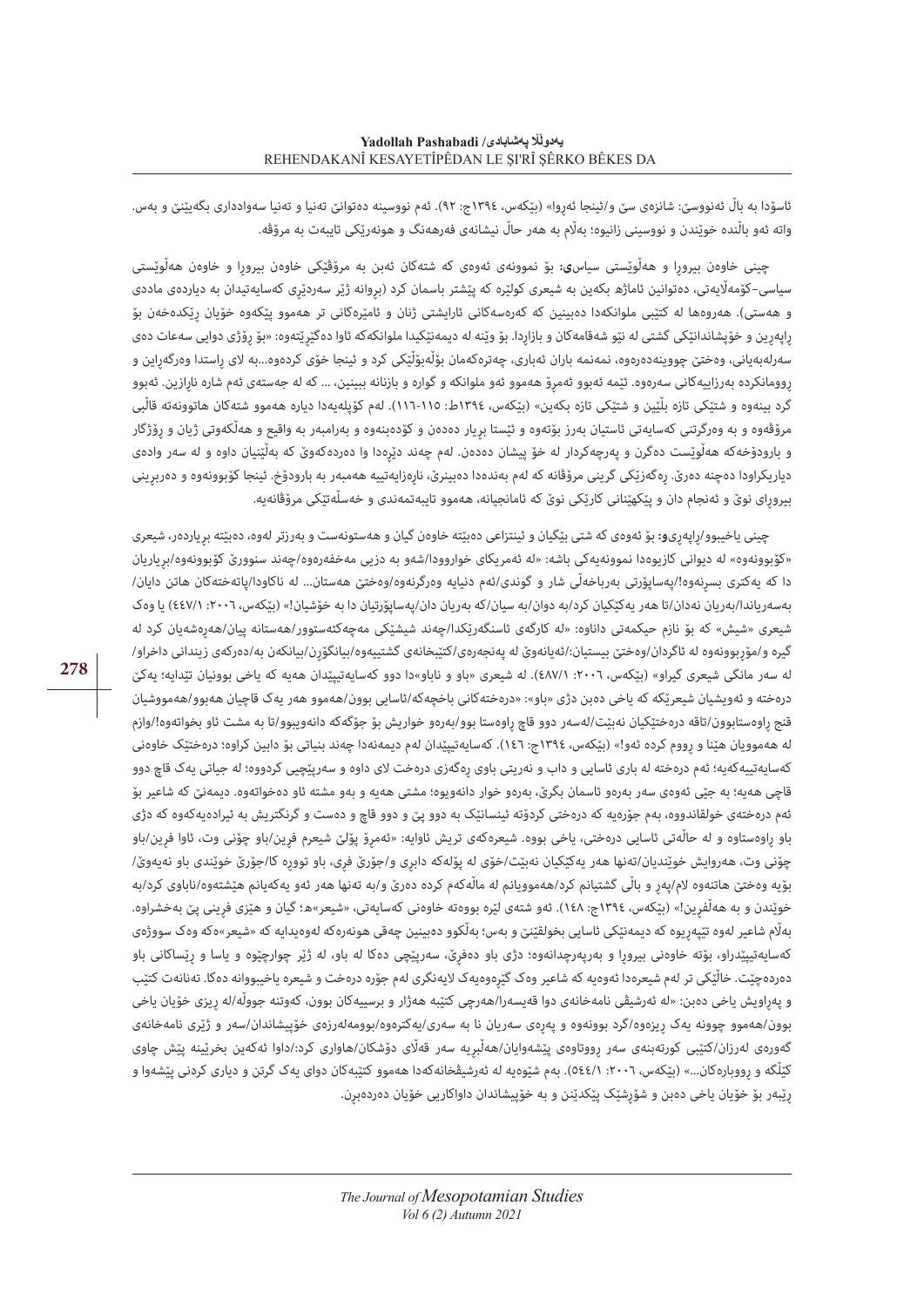ئاسۆدا بە باڵ ئەنووسێ: شانزەی سێ و/ئینجا ئەڕوا» (بێکەس، ١٣٩٤ج: ٩٢). ئەم نووسینە دەتوانێ تەنیا و تەنیا سەوادداری بگەیێنێ و بەس. واتە ئەو باڵندە خوێندن و نووسینی زانیوە؛ بەڵام بە هەر حاڵ نیشانەی فەرهەنگ و هونەرێکی تایبەت بە مرۆڤە.

چینی خاوەن بیروڕا و هەڵوێستی سیاسی**:** بۆ نموونەی ئەوەی کە شتەکان ئەبن بە مرۆڤێکی خاوەن بیروڕا و خاوەن هەڵوێستی سیاسی-کۆمەڵایەتی، دەتوانین ئاماژە بکەین بە شیعری کولێرە کە پێشتر باسمان کرد (بڕوانە ژێر سەردێری کەسایەتیدان بە دیاردەی ماددی و هەستی). هەروەها لە کتێبی ملوانکەدا دەبینین کە کەرەسەکانی ئارایشتی ژنان و ئامێرەکانی تر هەمووو پێکەوە خۆیان ڕێکدەخەن بۆ ڕاپەڕین و خۆپیشاندانێکی گشتی لە نێو شەقامەکان و بازاردا. بۆ وێنە لە دیمەنێکیدا ملوانکەکە ئاوا دەگێڕێتەوە: «بۆ ڕۆژی دوایی سەعات دەی سەرلەبەیانی، وەختێ چووینەدەرەوە، نمەنمە باران ئەباری، چەترەکەمان بۆڵەبۆڵێکی کرد و ئینجا خۆی کردەوە...بە لای ڕاستدا وەرگەڕاین و ڕوومانکردە بەرزاییەکانی سەرەوە. ئێمە ئەبوو ئەمڕۆ هەمووو ئەو ملوانکە و گوارە و بازنانە ببینین، ... کە لە جەستەی ئەم شارە نارازین. ئەبوو گرد بینەوە و شتێکی تازە بڵێین و شتێکی تازە بکەین» (بێکەس، ١٣٩٤ط: ١١٥-١١٦). لەم کۆپلەیەدا دیارە هەمووو شتەکان هاتوونەتە قاڵبی مرۆڤەوە و بە وەرگرتنی کەسایەتی ئاستیان بەرز بۆتەوە و ئێستا بڕیار دەدەن و کۆدەبنەوە و بەرامبەر بە واقیع و هەڵکەوتی ژیان و ڕۆژگار و بارودۆخەکە هەڵوێست دەگرن و پەرچەکردار لە خۆ پیشان دەدەن. لەم چەند دێڕەدا وا دەردەکەوێ کە بەڵێنیان داوە و لە سەر وادەی دیاریکراودا دەچنە دەرێ. ڕەگەزێکی گرینی مرۆڤانە کە لەم بەندەدا دەبینرێ، نارەزایەتیە هەمبەر بە بارودۆخ. ئینجا کۆبوونەوە و دەربڕینی بیروڕای نوێ و ئەنجام دان و پێکهێنانی کارێکی نوێ کە ئامانجیانە، هەمووو تایبەتمەندی و خەسڵەتێکی مرۆڤانەیە.

چینی یاخیبوو/ڕاپەڕیو**:** بۆ ئەوەی کە شتی بێگیان و ئینتزاعی دەبێتە خاوەن گیان و هەستونەست و بەرزتر لەوە، دەبێتە بڕیاردەر، شیعری «کۆبوونەوە» لە دیوانی کازیوەدا نموونەیەکی باشە: «لە ئەمریکای خوارووودا/شەو بە دزیی مەخفەرەوە/چەند سنوورێ کۆبوونەوە/بڕیاریان دا کە یەکتری بسڕنەوە!/پەساپۆرتی بەرباخەڵی شار و گوندی/ئەم دنیایە وەرگرنەوە/وەختێ هەستان... لە ناکاودا/پاتەختەکان هاتن دایان/بەسەریاندا/بەریان نەدان/تا هەر یەکێکیان کرد/بە دوان/بە سیان/کە بەریان دان/پەساپۆرتیان دا بە خۆشیان!» (بێکەس، ٢٠٠٦: ٤٤٧/١) یا وەک شیعری «شیش» کە بۆ نازم حیکمەتی داناوە: «لە کارگەی ئاسنگەرێکدا/چەند شیشێکی مەچەکەستوور/هەستانە پیان/هەڕەشەیان کرد لە گیرە و/مۆڕبوونەوە لە ئاگردان/وەختێ بیستیان:/ئەیانەوێ لە پەنجەرەی/کتێبخانەی گشتییەوە/بیانگۆڕن/بیانکەن بە/دەرگەی زیندانی داخراو/لە سەر مانگی شیعری گیراو» (بێکەس، ٢٠٠٦: ٤٨٧/١). لە شیعری «باو و ناباو»دا دوو کەسایەتیپێدان هەیە کە یاخی بوونیان تێدایە؛ یەکێ درەختە و ئەویشیان شیعرێکە کە یاخی دەبن دژی «باو»: «درەختەکانی باخچەکە/ئاسایی بوون/هەمووو هەر یەک قاچیان هەبوو/هەمووشیان قنج ڕاوەستابوون/تاقە درەختێکیان نەبێ/لەسەر دوو قاچ ڕاوەستا بوو/بەرەو خواریش بۆ جۆگەکە دانەویبوو/تا بە مشت ئاو بخواتەوە!/وازم لە هەموویان هێنا و ڕووم کردە ئەو!» (بێکەس، ١٣٩٤ج: ١٤٦). کەسایەتیپێدان لەم دیمەندا چەند بنیاتی بۆ دابین کراوە؛ درەختێک خاوەنی کەسایەتییەکەیە؛ ئەم درەختە لە باری ئاسایی و داب و نەریتی باوی ڕەگەزی درەخت لای داوە و سەرپێچیی کردووە؛ لە جیاتی یەک قاچ دوو قاچی هەیە؛ بە جێی ئەوەی سەر بەرەو ئاسمان بگرێ، بەرەو خوار دانەویوە؛ مشتی هەیە و بەو مشتە ئاو دەخواتەوە. دیمەنێ کە شاعیر بۆ ئەم درەختەی خولقاندووە، بەم جۆرەیە کە درەختی کردۆتە ئینسانێک بە دوو پێ و دوو قاچ و دەست و گرنگتریش بە ئیرادەیەکەوە کە دژی باو ڕاوەستاوە و لە حاڵەتی ئاسایی درەختی، یاخی بووە. شیعرەکەی تریش ئاوایە: «ئەمڕۆ پۆلێ شیعرم فڕین/باو چۆنی وت، ئاوا فڕین/باو چۆنی وت، هەروایش خوێندیان/تەنها هەر یەکێکیان نەبێت/خۆی لە پۆلەکە دابڕی و/جۆرێ فڕی، باو تووڕە کا/جۆرێ خوێندی باو نەیەوێ/بۆیە وەختێ هاتنەوە لام/پەڕ و باڵی گشتیانم کرد/هەموویانم لە ماڵەکەم کردە دەرێ و/بە تەنها هەر ئەو یەکەیانم هێشتەوە/ناباوی کرد/بە خوێندن و بە هەڵفڕین!» (بێکەس، ١٣٩٤ج: ١٤٨). ئەو شتەی لێرە بووەتە خاوەنی کەسایەتی، «شیعر»ە؛ گیان و هێزی فڕینی پێ بەخشراوە. بەڵام شاعیر لەوە تێپەڕیوە کە دیمەنێکی ئاسایی بخولقێنێ و بەس؛ بەڵکوو دەبینین چەقی هونەرەکە لەوەدایە کە «شیعر»ەکە وەک سووژەی کەسایەتیپێدراو، بۆتە خاوەنی بیروڕا و بەرپەرچدانەوە؛ دژی باو دەفڕێ، سەرپێچی دەکا لە باو، لە ژێر چوارچێوە و یاسا و ڕێساکانی باو دەردەچێت. خاڵێکی تر لەم شیعرەدا ئەوەیە کە شاعیر وەک گێڕەوەیەک لایەنگری لەم جۆرە درەخت و شیعرە یاخیبووانە دەکا. تەنانەت کتێب و پەڕاویش یاخی دەبن: «لە ئەرشیڤی نامەخانەی دوا قەیسەرا/هەرچی کتێبە هەژار و برسییەکان بوون، کەوتنە جووڵە/لە ڕیزی خۆیان یاخی بوون/هەمووو چوونە یەک ڕیزەوە/گرد بوونەوە و پەڕەی سەریان نا بە سەری/یەکترەوە/بوومەلەرزەی خۆپیشاندان/سەر و ژێری نامەخانەی گەورەی لەرزان/کتێبی کورتەبنەی سەر ڕووتاوەی پێشەوایان/هەڵبڕیە سەر قەڵای دۆشکان/هاواری کرد:/داوا ئەکەین بخرێینە پێش چاوی کێڵگە و ڕووبارەکان...» (بێکەس، ٢٠٠٦: ٥٤٤/١). بەم شێوەیە لە ئەرشیڤخانەکەدا هەمووو کتێبەکان دوای یەک گرتن و دیاری کردنی پێشەوا و ڕێبەر بۆ خۆیان یاخی دەبن و شۆڕشێک پێکدێنن و بە خۆپیشاندان داواکاریی خۆیان دەردەبڕن.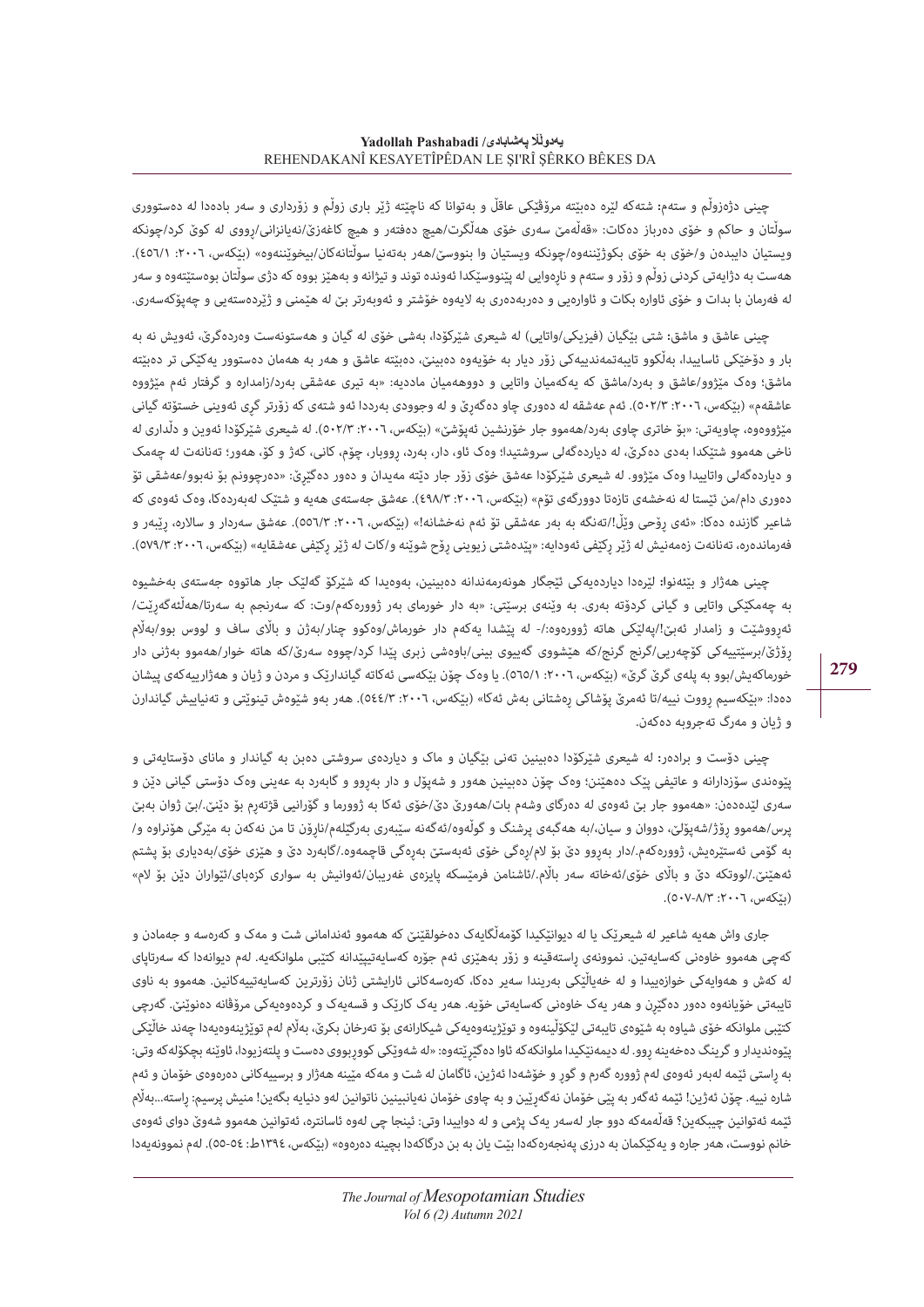چینی دژەزوڵم و ستەم: شتەکە لێرە دەبێتە مرۆڤێکی عاقڵ و بەتوانا کە ناچێتە ژێر باری زوڵم و زۆرداری و سەر بادەدا لە دەستووری سوڵتان و حاکم و خۆی دەرباز دەکات: «قەڵەمێ سەری خۆی هەڵگرت/هیچ دەفتەر و هیچ کاغەزێ/نەیانزانی/ڕووی لە کوێ کرد/چونکە ویستیان دایبدەن و/خۆی بە خۆی بکوژێننەوە/چونکە ویستیان وا بنووسێ/هەر بەتەنیا سوڵتانەکان/بیخوێننەوە» (بێکەس، ٢٠٠٦: ٤٥٦/١). هەست بە دژایەتی کردنی زوڵم و زۆر و ستەم و ناڕەوایی لە پێنووسێکدا ئەوندە توند و تیژانە و بەهێز بووە کە دژی سوڵتان بوەستێتەوە و سەر لە فەرمان با بدات و خۆی ئاوارە بکات و ئاوارەیی و دەربەدەری بە لایەوە خۆشتر و ئەوبەرتر بێ لە هێمنی و ژێردەستەیی و چەپۆکەسەری.

چینی عاشق و ماشق: شتی بێگیان (فیزیکی/واتایی) لە شیعری شێرکۆدا، بەشی خۆی لە گیان و هەستونەست وەردەگرێ، ئەویش نە بە بار و دۆخێکی ئاسایدا، بەڵکوو تایبەتمەندییەکی زۆر دیار بە خۆیەوە دەبینێ، دەبێتە عاشق و هەر بە هەمان دەستوور یەکێکی تر دەبێتە ماشق؛ وەک مێژوو/عاشق و بەرد/ماشق کە یەکەمیان واتایی و دووهەمیان ماددیە: «بە تیری عەشقی بەرد/زامدارە و گرفتار ئەم مێژووە عاشقەم» (بێکەس، ٢٠٠٦: ٥٠٢/٣). ئەم عەشقە لە دەوری چاو دەگەڕێ و لە وجوودی بەرددا ئەو شتەی کە زۆرتر گڕی ئەوینی خستۆتە گیانی مێژووەوە، چاویەتی: «بۆ خاتری چاوی بەرد/هەموو جار خۆرنشین ئەپۆشێ» (بێکەس، ٢٠٠٦: ٥٠٢/٣). لە شیعری شێرکۆدا ئەوین و دڵداری لە ناخی هەموو شتێکدا بەدی دەکرێ، لە دیاردەگەلی سروشتیدا؛ وەک ئاو، دار، بەرد، ڕووبار، چۆم، کانی، کەژ و کۆ، هەور؛ تەنانەت لە چەمک و دیاردەگەلی واتاییدا وەک مێژوو. لە شیعری شێرکۆدا عەشق خۆی زۆر جار دێتە مەیدان و دەور دەگێڕێ: «دەرچوونم بۆ نەبوو/عەشقی تۆ دەوری دام/من ئێستا لە نەخشەی تازەتا دووزگەی تۆم» (بێکەس، ٢٠٠٦: ٤٩٨/٣). عەشق جەستەی هەیە و شتێک لەبەردەکا، وەک ئەوەی کە شاعیر گازندە دەکا: «ئەی ڕۆحی وێڵ!/تەنگە بە بەر عەشقی تۆ ئەم نەخشانە!» (بێکەس، ٢٠٠٦: ٥٥٦/٣). عەشق سەردار و سالارە، ڕێبەر و فەرماندەرە، تەنانەت زەمەنیش لە ژێر ڕکێفی ئەودایە: «پێدەشتی زیوینی ڕۆح شوێنە و/کات لە ژێر ڕکێفی عەشقایە» (بێکەس، ٢٠٠٦: ٥٧٩/٣).

چینی هەژار و بێنەوا: لێرەدا دیاردەیەکی ئێجگار هونەرمەندانە دەبینین، بەوەیدا کە شێرکۆ گەلێک جار هاتووە جەستەی بەخشیوە بە چەمکێکی واتایی و گیانی کردۆتە بەری. بە وێنەی برسێتی: «بە دار خورمای بەر ژوورەکەم/وت: کە سەرنجم بە سەرتا/هەڵئەگەڕێت/ئەڕووشێت و زامدار ئەبێ!/پەلێکی هاتە ژوورەوە:/- لە پێشدا یەکەم دار خورماش/وەکوو چنار/بەژن و باڵای ساف و لووس بوو/بەڵام ڕۆژێ/برسێتییەکی کۆچەریی/گرنج گرنج/کە هێشووی گەییوی بینی/باوەشی زبری پێدا کرد/چووە سەرێ/کە هاتە خوار/هەموو بەژنی دار خورماکەیش/بوو بە پلەی گرێ گرێ» (بێکەس، ٢٠٠٦: ٥٦٥/١). یا وەک چۆن بێکەسی ئەکاتە گیاندارێک و مردن و ژیان و هەژارییەکەی پیشان دەدا: «بێکەسیم ڕووت نییە/تا ئەمرێ پۆشاکی ڕەشتانی بەش ئەکا» (بێکەس، ٢٠٠٦: ٥٤٤/٣). هەر بەو شێوەش تینوێتی و تەنیاییش گیاندارن و ژیان و مەرگ تەجروبە دەکەن.

چینی دۆست و برادەر: لە شیعری شێرکۆدا دەبینین تەنی بێگیان و ماک و دیاردەی سروشتی دەبن بە گیاندار و مانای دۆستایەتی و پێوەندی سۆزدارانە و عاتیفی پێک دەهێنن؛ وەک چۆن دەبینین هەور و شەپۆل و دار بەڕوو و گابەرد بە عەینی وەک دۆستی گیانی دێن و سەری لێدەدەن: «هەموو جار بێ ئەوەی لە دەرگای وشەم بات/هەورێ دێ/خۆی ئەکا بە ژوورما و گۆرانیی قژتەڕم بۆ دێنێ./بێ ژوان بەبێ پرس/هەموو ڕۆژ/شەپۆلێ، دووان و سیان،/بە هەڵبەی پرشنگ و گوڵەوە/ئەگەنە سێبەری بەرگێڵەم/ناڕۆن تا من نەکەن بە مێرگی هۆنراوە و/ بە گۆمی ئەستێرەیش، ژوورەکەم./دار بەڕوو دێ بۆ لام/ڕەگی خۆی ئەبەستێ بەڕەگی قاچمەوە./گابەرد دێ و هێزی خۆی/بەدیاری بۆ پشتم ئەهێنێ./لووتکە دێ و باڵای خۆی/ئەخاتە سەر باڵام./ئاشنامن فرمێسکە پایزەی غەریبان/ئەوانیش بە سواری کزەبای/ئێواران دێن بۆ لام» (بێکەس، ٢٠٠٦: ٨/٣-٥٠٧).

جاری واش هەیە شاعیر لە شیعرێک یا لە دیوانێکیدا کۆمەڵگایەک دەخولقێنێ کە هەموو ئەندامانی شت و مەک و کەرەسە و جەمادن و کەچی هەموو خاوەنی کەسایەتین. نموونەی ڕاستەقینە و زۆر بەهێزی ئەم جۆرە کەسایەتیپێدانە کتێبی ملوانکەیە. لەم دیوانەدا کە سەرتاپای لە کەش و هەوایەکی خوازەییدا و لە خەیاڵێکی بەربلاو سەیر دەکا، کەرەسەکانی ئارایشتی ژنان زۆرترین کەسایەتییەکانین. هەموو بە ناوی تایبەتی خۆیانەوە دەور دەگێڕن و هەر یەک خاوەنی کەسایەتی خۆیە. هەر یەک کارێک و قسەیەک و کردەوەیەکی مرۆڤانە دەنوێنێ. گەرچی کتێبی ملوانکە خۆی شیاوە بە شێوەی تایبەتی لێکۆڵینەوە و توێژینەوەیەکی شیکارانەی بۆ تەرخان بکرێ، بەڵام لەم توێژینەوەیەدا چەند خاڵێکی پێوەندیدار و گرینگ دەخەینە ڕوو. لە دیمەنێکیدا ملوانکەکە ئاوا دەگێڕێتەوە: «لە شەوێکی کووڕبووی دەست و پلتەزیودا، ئاوێنە بچکۆلەکە وتی: بە ڕاستی ئێمە لەبەر ئەوەی لەم ژوورە گەرم و گوڕ و خۆشەدا ئەژین، ئاگامان لە شت و مەکە مێنە هەژار و برسییەکانی دەرەوەی خۆمان و ئەم شارە نییە. چۆن ئەژین! ئێمە ئەگەر بە پێی خۆمان نەگەڕێین و بە چاوی خۆمان نەیانبینین ناتوانین لەو دنیایە بگەین! منیش پرسیم: ڕاستە...بەڵام ئێمە ئەتوانین چیبکەین؟ قەڵەمەکە دوو جار لەسەر یەک پژمی و لە دواییدا وتی: ئینجا چی لەوە ئاسانترە، ئەتوانین هەموو شەوێ دوای ئەوەی خانم نووست، هەر جارە و یەکێکمان بە درزی پەنجەرەکەدا بێت یان بە بن درگاکەدا بچینە دەرەوە» (بێکەس، ١٣٩٤ط: ٥٤-٥٥). لەم نموونەیەدا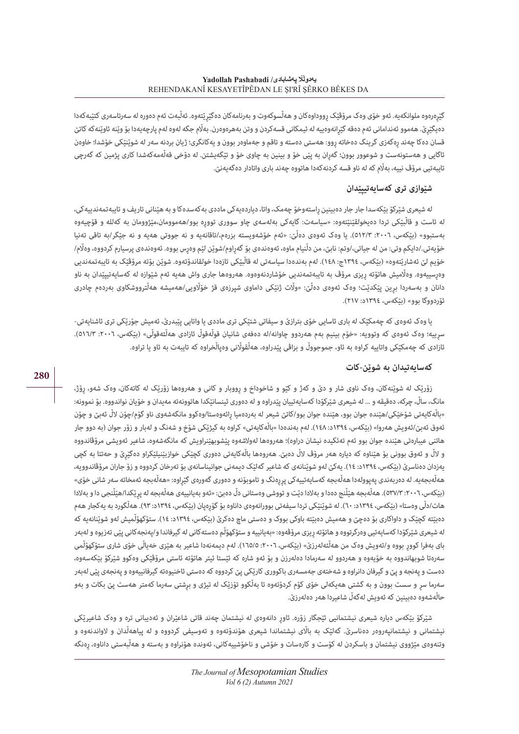گێڕەرەوە ملوانکەیە. ئەو خۆی وەک مرۆڤێک ڕووداوەکان و هەڵسوکەوت و بەرنامەکان دەگێڕێتەوە. ئەڵبەت ئەم دەورە لە سەرتاسەری کتێبەکەدا دەیگێڕێ. هەمووی ئەندامانی ئەم دەقە گێڕانەوەییە لە ئیمکانی قسەکردن و وتن بەهرەوەرن. بەڵام جگە لەوە لەم پارچەیەدا بۆ وێنە ئاوێنەکە کاتێ قسان دەکا چەند ڕەگەزی گرینگ دەخاتە ڕوو: هەستی دەستە و تاقم و جەماوەر بوون و یەکانگری؛ ژیان بردنە سەر لە شوێنێکی خۆشدا؛ خاوەن ئاگایی و هەستونەست و شوعوور بوون؛ گەڕان بە پێی خۆ و بینین بە چاوی خۆ و تێگەیشتن. لە دۆخی قەڵەمەکەشدا کاری پژمین کە گەرچی تایبەتیی مرۆڤ نییە، بەڵام کە لە ناو قسە کردنەکەدا هاتووە چەند باری واتادار دەگەیەنێ.

## شێوازی تری کەسایەتیپێدان

لە شیعری شێرکۆ بێکەسدا جار جار دەبینین ڕاستەوخۆ چەمک، واتا، دیاردەیەکی ماددی بەکەسدەکا و بە هێنانی تاریف و تایبەتمەندییەکی، لە ئاست و قاڵبێکی تردا دەیخولقێنێتەوە: «سیاسەت: گایەکی بەڵەسەی چاو سووری تووڕە بوو/هەمووماشن،مێژووشمان بە کەللە و قۆچییەوە بەستبوو» (بێکەس، ٢٠٠٦: ٥١٢/٣). یا وەک ئەوەی دەڵێ: «ئەم خۆشەویستە بزرەم،/تاقانەیە و نە جووتی هەیە و نە جێگر/بە تاقی تەنیا خۆیەتی./دایکم وتی: من لە جیاتی،/وتم: نابێ، من دڵنیام ماوە، ئەوەندەی بۆ گەڕاوم/شوێن لێم وەڕس بووە. ئەوەندەی پرسیارم کردووە، وەڵام/ خۆیم لێ ئەشارێتەوە» (بێکەس، ١٣٩٤چ: ١٤٨). لەم بەندەدا سیاسەتی لە قاڵبێکی تازەدا خولقاندۆتەوە. شوێن بۆتە مرۆڤێک بە تایبەتمەندیی وەڕسییەوە. وەڵامیش هاتۆتە ڕیزی مرۆڤ بە تایبەتمەندیی خۆشاردنەوەوە. هەروەها جاری واش هەیە ئەم شێوازە لە کەسایەتیپێدان بە ناو دانان و بەسەردا برین پێکدێت؛ وەک ئەوەی دەڵێ: «وڵات ژنێکی داماوی شپرزەی قژ خۆڵاویی/هەمیشە هەڵترووشکاوی بەردەم چادری ئۆردووگا بوو» (بێکەس، ١٣٩٤د: ٢١٧).

یا وەک ئەوەی کە چەمکێک لە باری ئاسایی خۆی بترازێ و سیفاتی شتێکی تری ماددی یا واتایی پێبدرێ، ئەمیش جۆرێکی تری ئاشنایەتی-سڕییە؛ وەک ئەوەی کە وتوویە: «خۆم بینیم بەم هەردوو چاوانە/لە دەفەی شانیان قوڵەقوڵی ئازادی هەڵئەقوڵی» (بێکەس، ٢٠٠٦: ٥١٦/٣). ئازادی کە چەمکێکی واتاییە کراوە بە ئاو، جموجووڵ و بزاڤی پێدراوە، هەڵقوڵانی وەپاڵخراوە کە تایبەت بە ئاو یا تراوە.

## کەسایەتیدان بە شوێن-کات

زۆرێک لە شوێنەکان، وەک ناوی شار و دێ و کەژ و کێو و شاخوداخ و ڕووبار و کانی و هەروەها زۆرێک لە کاتەکان، وەک شەو، ڕۆژ، مانگ، ساڵ، چرکە، دەقیقە و ... لە شیعری شێرکۆدا کەسایەتییان پێدراوە و لە دەوری ئینسانێکدا هاتوونەتە مەیدان و خۆیان نواندووە. بۆ نموونە: «باڵەکایەتی شۆخێکی/هێندە جوان بوو، هێندە جوان بوو/کاتێ شیعر بەردەمیا ڕائەوەستا/وەکوو مانگەشەوی ناو گۆم/چۆن لاڵ ئەبێ و چۆن ئەوق ئەبێ/ئەویش هەروا» (بێکەس، ١٣٩٤د: ١٤٨). لەم بەندەدا «باڵەکایەتی» کراوە بە کیژێکی شۆخ و شەنگ و لەبار و زۆر جوان (بە دوو جار هاتنی عیبارەتی هێندە جوان بوو ئەم تەئکیدە نیشان دراوە)؛ هەروەها لەولاشەوە پێشوبهێنراویش کە مانگەشەوە، شاعیر ئەویشی مرۆڤاندووە و لاڵ و ئەوق بوونی بۆ هێناوە کە دیارە هەر مرۆڤ لاڵ دەبێ. هەروەها باڵەکایەتی دەوری کچێکی خوازبێنیلێکراو دەگێڕێ و حەتتا بە کچی یەزدان دەناسرێ (بێکەس، ١٣٩٤د: ١٤). یەکێ لەو شوێنانەی کە شاعیر گەلێک دیمەنی جوانیناسانەی بۆ تەرخان کردووە و زۆ جاران مرۆڤاندوویە، هەڵەبجەیە. لە دەربەندی پەیوولەدا هەڵەبجە کەسایەتییەکی پڕڕەنگ و تامویۆنە و دەوری گەورەی گێڕاوە: «هەڵەبجە ئەمخاتە سەر شانی خۆی» (بێکەس، ٢٠٠٦: ٥٣٧/٣). هەڵەبجە هێڵنج دەدا و بەلادا دێت و تووشی وەستانی دڵ دەبێ: «ئەو بەیانییەی هەڵەبجە لە پرێکدا/هێڵنجی دا و بەلادا هات/دڵی وەستا» (بێکەس، ١٣٩٤د: ٦٠). لە شوێنێکی تردا سیفەتی بوورانەوەی داناوە بۆ گۆڕەپان (بێکەس، ١٣٩٤د: ٩٣). هەڵگورد بە یەکجار هەم دەبێتە کچێک و داواکاری بۆ دەچێ و هەمیش دەبێتە باوکی بووک و دەستی ماچ دەکرێ (بێکەس، ١٣٩٤د: ١٤). ستۆکهۆڵمیش لەو شوێنانەیە کە لە شیعری شێرکۆدا کەسایەتیی وەرگرتووە و هاتۆتە ڕیزی مرۆڤەوە: «بەیانییە و ستۆکهۆڵم دەستەکانی لە گیرفاندا و/پەنجەکانی پێی تەزیوە و لەبەر بای بەفرا کووڕ بووە و/ئەویش وەک من هەڵئەلەرزێ» (بێکەس، ٢٠٠٦: ١٦٥/٥). لەم دیمەنەدا شاعیر بە هێزی خەیاڵی خۆی شاری ستۆکهۆڵمی سەرەتا شوبهاندووە بە خۆیەوە و هەردوو لە سەرمادا دەلەرزن و بۆ ئەو شارە کە ئێستا ئیتر هاتۆتە ئاستی مرۆڤێکی وەکوو شێرکۆ بێکەسەوە، دەست و پەنجە و پێ و گیرفان دانراوە و شەختەی جەمسەری باکووری کارێکی پێ کردووە کە دەستی ئاخنیوەتە گیرفانییەوە و پەنجەی پێی لەبەر سەرما سڕ و سست بوون و بە گشتی هەیکەلی خۆی کۆم کردۆتەوە تا بەڵکوو تۆزێک لە تیژی و بڕشتی سەرما کەمتر هەست پێ بکات و بەو حاڵەشەوە دەبینین کە ئەویش لەگەڵ شاعیردا هەر دەلەرزێ.

شێرکۆ بێکەس دیارە شیعری نیشتمانیی تێجگار زۆرە. ئاور دانەوەی لە نیشتمان چەند قاتی شاعێران و ئەدیبانی ترە و وەک شاعیرێکی نیشتمانی و نیشتمانپەروەر دەناسرێ. گەلێک بە باڵای نیشتماندا شیعری هۆندۆتەوە و تەوسیفی کردووە و لە پیاهەڵدان و لاواندنەوە و وتنەوەی مێژووی نیشتمان و باسکردن لە کۆست و کارەسات و خۆشی و ناخۆشییەکانی، ئەوندە هۆنراوە و بەستە و هەڵبەستی داناوە، ڕەنگە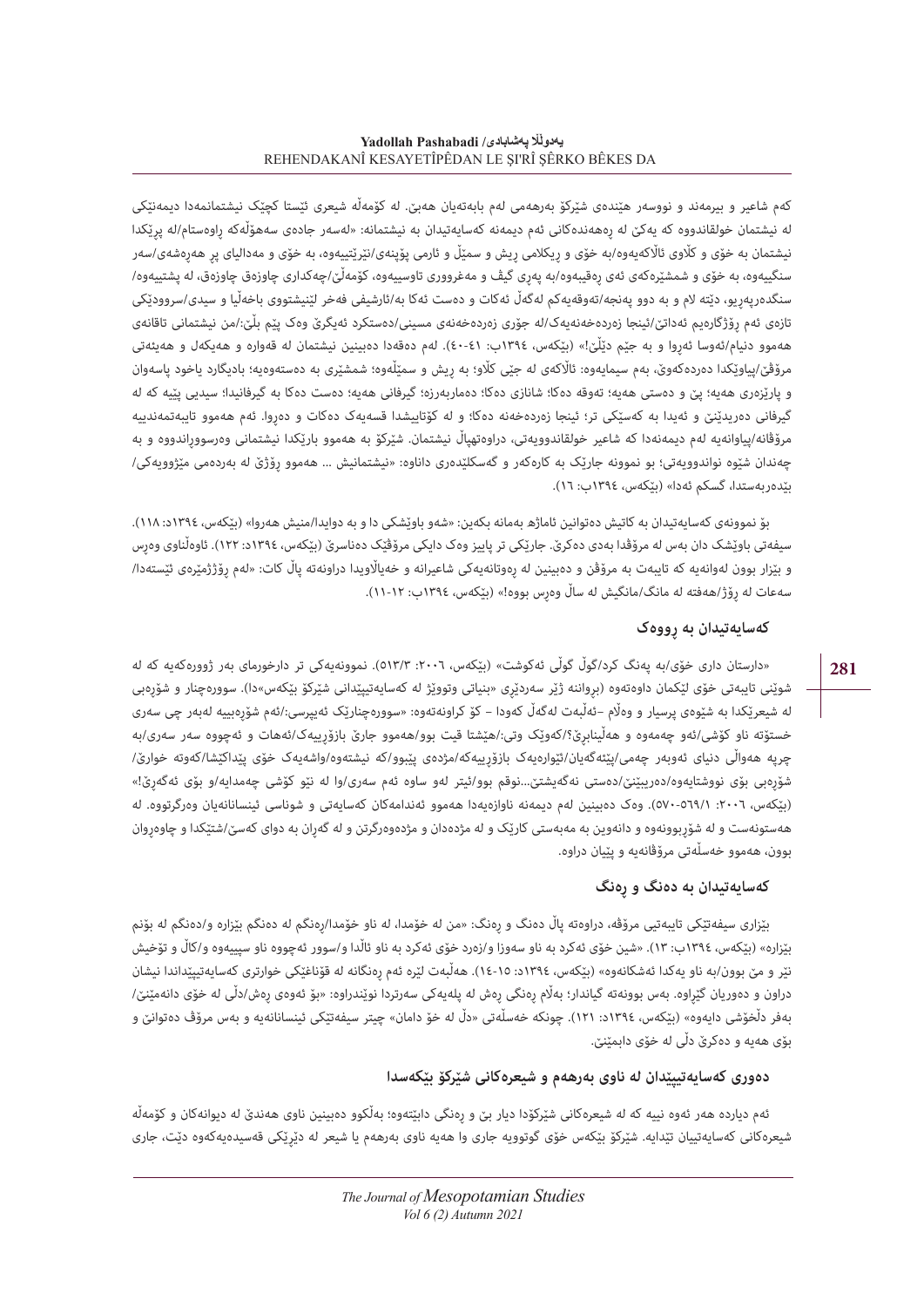کەم شاعیر و بیرمەند و نووسەر هێندەی شێرکۆ بەرهەمی لەم بابەتەیان هەبێ. لە کۆمەڵە شیعری ئێستا کچێک نیشتمانمەدا دیمەنێکی لە نیشتمان خولقاندووە کە یەکێ لە رەهەندەکانی ئەم دیمەنە کەسایەتیدان بە نیشتمانە: «لەسەر جادەی سەهۆڵەکە راوەستام/لە پڕێکدا نیشتمان بە خۆی و کڵاوی ئاڵاکەیەوە/بە خۆی و ریکلامی ریش و سمێڵ و ئارمی پۆینەی/ئێرێتییەوە، بە خۆی و مەدالیای پڕ هەڕەشەی/سەر سنگییەوە، بە خۆی و شمشێرەکەی ئەی رەقیبەوە/بە پەری گیڤ و مەغرووری تاوسییەوە، کۆمەڵێ/چەکداری چاوزەق چاوزەق، لە پشتییەوە/ سنگدەرپەڕیو، دێتە لام و بە دوو پەنجە/تەوقەیەکم لەگەڵ ئەکات و دەست ئەکا بە/ئارشیفی فەخر لێنیشتووی باخەڵیا و سیدی/سرووددێکی تازەی ئەم رۆژگارەیم ئەداتێ/ئینجا زەردەخەنەیەک/لە جۆری زەردەخەنەی مسینی/دەستکرد ئەیگرێ وەک پێم بڵێ:/من نیشتمانی تاقانەی هەموو دنیام/ئەوسا ئەڕوا و بە جێم دێڵێ!» (بێکەس، ١٣٩٤ب: ٤١-٤٠). لەم دەقەدا دەبینین نیشتمان لە قەوارە و هەیکەل و هەیئەتی مرۆڤێ/پیاوێکدا دەردەکەوێ، بەم سیمایەوە: ئاڵاکەی لە جێی کڵاو؛ بە ریش و سمێڵەوە؛ شمشێری بە دەستەوەیە؛ بادیگارد یاخود پاسەوان و پارێزەری هەیە؛ پێ و دەستی هەیە؛ تەوقە دەکا؛ شانازی دەکا؛ دەماربەرزە؛ گیرفانی هەیە؛ دەست دەکا بە گیرفانیدا؛ سیدیی پێیە کە لە گیرفانی دەریدێنێ و ئەیدا بە کەسێکی تر؛ ئینجا زەردەخەنە دەکا؛ و لە کۆتاییشدا قسەیەک دەکات و دەڕوا. ئەم هەموو تایبەتمەندییە مرۆڤانە/پیاوانەیە لەم دیمەنەدا کە شاعیر خولقاندوویەتی، دراوەتهپاڵ نیشتمان. شێرکۆ بە هەموو بارێکدا نیشتمانی وەرسووڕاندووە و بە چەندان شێوە نواندوویەتی؛ بۆ نموونە جارێک بە کارەکەر و گەسکلێدەری داناوە: «نیشتمانیش ... هەموو رۆژێ لە بەردەمی مێژوویەکی/ بێدەربەستدا، گسکم ئەدا» (بێکەس، ١٣٩٤ب: ١٦).

بۆ نموونەی کەسایەتیدان بە کاتیش دەتوانین ئاماژە بەمانە بکەین: «شەو باوێشکی دا و بە دوایدا/منیش هەروا» (بێکەس، ١٣٩٤د: ١١٨). سیفەتی باوێشک دان بەس لە مرۆڤدا بەدی دەکرێ. جارێکی تر پاییز وەک دایکی مرۆڤێک دەناسرێ (بێکەس، ١٣٩٤د: ١٢٢). ئاوەڵناوی وەڕس و بێزار بوون لەوانەیە کە تایبەت بە مرۆڤن و دەبینین لە رەوتانەیەکی شاعیرانە و خەیاڵاویدا دراونەتە پاڵ کات: «لەم رۆژژمێرەی ئێستەدا/ سەعات لە رۆژ/هەفتە لە مانگ/مانگیش لە ساڵ وەڕس بووە!» (بێکەس، ١٣٩٤ب: ١٢-١١).

### کەسایەتیدان بە رووەک

«دارستان داری خۆی/بە پەنگ کرد/گوڵ گوڵی ئەکوشت» (بێکەس، ٢٠٠٦: ٥١٣/٣). نموونەیەکی تر دارخورمای بەر ژوورەکەیە کە لە شوێنی تایبەتی خۆی لێکمان داوەتەوە (بڕوانە ژێر سەردێڕی «بنیاتی وتوویژ لە کەسایەتیپێدانی شێرکۆ بێکەس»دا). سوورەچنار و شۆڕەبی لە شیعرێکدا بە شێوەی پرسیار و وەڵام –ئەڵبەت لەگەڵ کۆدا– کۆ کراونەتەوە: «سوورەچنارێک ئەیپرسی:/ئەم شۆڕەبییە لەبەر چی سەری خستۆتە ناو کۆشی/ئەو چەمەوە و هەڵینابڕێ؟/کەوێک وتی:/هێشتا قیت بوو/هەموو جارێ بازۆڕییەکە/ئەهات و ئەچووە سەر سەری/بە چرپە هەواڵی دنیای ئەوبەر چەمی/ئێتەگەیان/ئێوارەیەک بازۆڕییەکە/مژدەی پێبوو/کە نیشتەوە/واشەیەک خۆی پێداکێشا/کەوتە خوارێ/ شۆڕەبی بۆی نووشتایەوە/دەربیبێنێ/دەستی نەگەیشتێ...نوقم بوو/ئیتر لەو ساوە ئەم سەری/وا لە نێو کۆشی چەمدایە/و بۆی ئەگەڕێ!» (بێکەس، ٢٠٠٦: ٥٦٩/١-٥٧٠). وەک دەبینین لەم دیمەنە ناوازەیەدا هەموو ئەندامەکان کەسایەتی و شوناسی ئینسانانەیان وەرگرتووە. لە هەستونەست و لە شۆڕبوونەوە و دانەوین بە مەبەستی کارێک و لە مژدەدان و مژدەوەرگرتن و لە گەڕان بە دوای کەسێ/شتێکدا و چاوەڕوان بوون، هەموو خەسڵەتی مرۆڤانەیە و پێیان دراوە.

### کەسایەتیدان بە دەنگ و رەنگ

بێزاری سیفەتێکی تایبەتی مرۆڤە، دراوەتە پاڵ دەنگ و رەنگ: «من لە خۆمدا، لە ناو خۆمدا/ڕەنگم لە دەنگم بێزارە و/دەنگم لە بۆنم بێزارە» (بێکەس، ١٣٩٤ب: ١٣). «شین خۆی ئەکرد بە ناو سەوزا و/زەرد خۆی ئەکرد بە ناو ئاڵدا و/سوور ئەچووە ناو سپییەوە و/کاڵ و تۆخیش نێر و مێ بوون/بە ناو یەکدا ئەشکانەوە» (بێکەس، ١٣٩٤د: ١٥-١٤). هەڵبەت لێرە ئەم رەنگانە لە قۆناغێکی خوارتری کەسایەتیپێداندا نیشان دراون و دەوریان گێڕاوە. بەس بوونەتە گیاندار؛ بەڵام رەنگی رەش لە پلەیەکی سەرتردا نوێندراوە: «بۆ ئەوەی رەش/دڵی لە خۆی دانەمێنێ/ بەفر دڵخۆشی دایەوە» (بێکەس، ١٣٩٤د: ١٢١). چونکە خەسڵەتی «دڵ لە خۆ دامان» چیتر سیفەتێکی ئینسانانەیە و بەس مرۆڤ دەتوانێ بۆی هەیە و دەکرێ دڵی لە خۆی دابمێنێ.

### دەوری کەسایەتیپێدان لە ناوی بەرهەم و شیعرەکانی شێرکۆ بێکەسدا

ئەم دیاردە هەر ئەوە نییە کە لە شیعرەکانی شێرکۆدا دیار بێ و رەنگی دابێتەوە؛ بەڵکوو دەبینین ناوی هەندێ لە دیوانەکان و کۆمەڵە شیعرەکانی کەسایەتییان تێدایە. شێرکۆ بێکەس خۆی گوتوویە جاری وا هەیە ناوی بەرهەم یا شیعر لە دێڕێکی قەسیدەیەکەوە دێت، جاری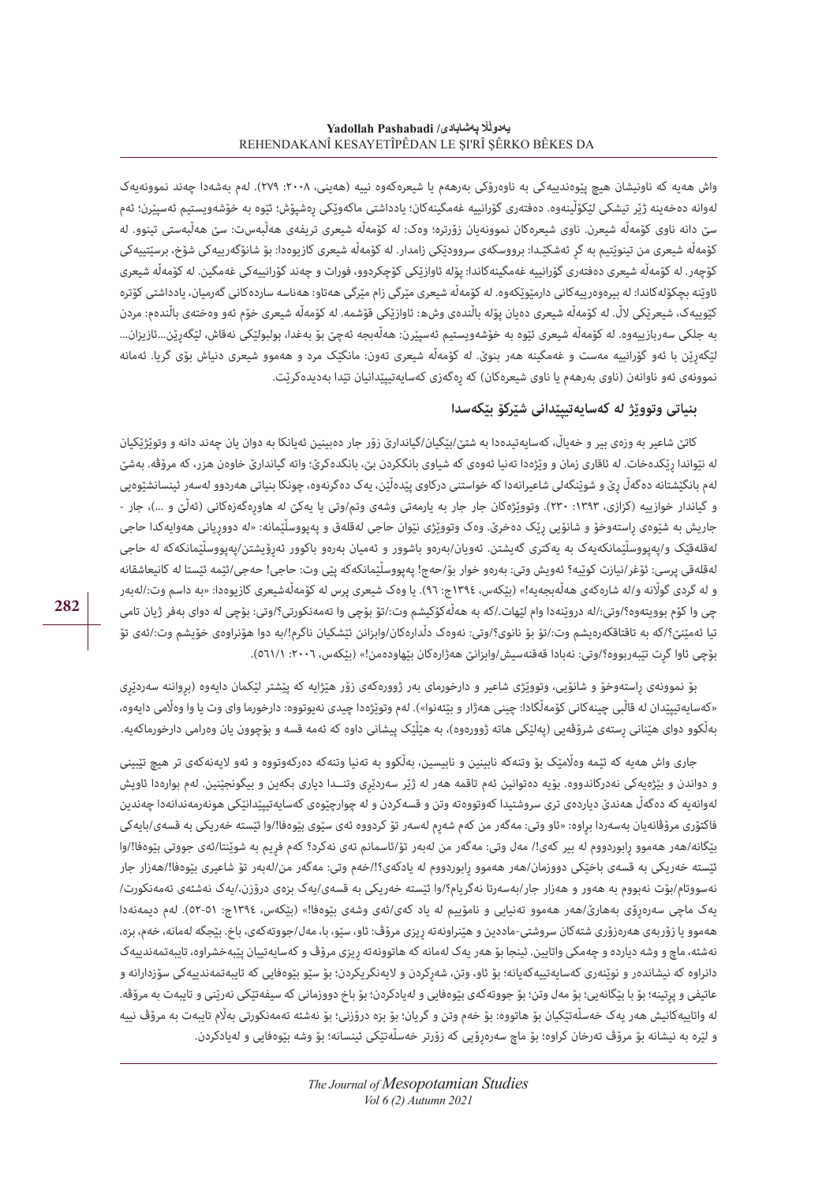واش هەیە کە ناونیشان هیچ پێوەندییەکی بە ناوەرۆکی بەرهەم یا شیعرەکەوە نییە (هەینی، ٢٠٠٨: ٢٧٩). لەم بەشەدا چەند نموونەیەک لەوانە دەخەینە ژێر تیشکی لێکۆڵینەوە. دەفتەری گۆرانییە غەمگینەکان؛ یادداشتی ماکەوێکی ڕەشپۆش؛ ئێوە بە خۆشەویستیم ئەسپێرن؛ ئەم سێ دانە ناوی کۆمەڵە شیعرن. ناوی شیعرەکان نموونەیان زۆرترە؛ وەک: لە کۆمەڵە شیعری تریفەی هەڵبەست: سێ هەڵبەستی تینوو. لە کۆمەڵە شیعری من تینوێتیم بە گڕ ئەشکێـدا: برووسکەی سرووودێکی زامدار. لە کۆمەڵە شیعری کازیوەدا: بۆ شانۆگەرییەکی شۆخ، برستێتییەکی کۆچەر. لە کۆمەڵە شیعری دەفتەری گۆرانییە غەمگینەکاندا: پۆلە ئاوازێکی کۆچکردوو، فورات و چەند گۆرانییەکی غەمگین. لە کۆمەڵە شیعری ئاوێنە بچکۆلەکاندا: لە بیرەوەرییەکانی دارمێوێکەوە. لە کۆمەڵە شیعری مێرگی زام مێرگی هەتاو: هەناسە ساردەکانی گەرمیان، یادداشتی کۆترە کێوییەک، شیعرێکی لاڵ. لە کۆمەڵە شیعری دەیان پۆلە باڵندەی وشە: ئاوازێکی قۆشمە. لە کۆمەڵە شیعری خۆم ئەو وەختەی باڵندەم: مردن بە جلکی سەربازییەوە. لە کۆمەڵە شیعری ئێوە بە خۆشەویستیم ئەسپێرن: هەڵەبجە ئەچێ بۆ بەغدا، بولبولێکی نەقاش، لێگەڕێن...ئازیزان... لێگەڕێن با ئەو گۆرانییە مەست و غەمگینە هەر بنوێ. لە کۆمەڵە شیعری ئەون: مانگێک مرد و هەموو شیعری دنیاش بۆی گریا. ئەمانە نموونەی ئەو ناوانەن (ناوی بەرهەم یا ناوی شیعرەکان) کە ڕەگەزی کەسایەتیپێدانیان تێدا بەدیدەکرێت.

## بنیاتی وتووێژ لە کەسایەتیپێدانی شێرکۆ بێکەسدا

کاتێ شاعیر بە وزەی بیر و خەیاڵ، کەسایەتیدەدا بە شتێ/بێگیان/گیاندارێ زۆر جار دەبینین ئەیانکا بە دوان یان چەند دانە و وتوێژێکیان لە نێواندا ڕێکدەخات. لە ئاقاری زمان و وێژەدا تەنیا ئەوەی کە شیاوی بانگکردن بێ، بانگدەکرێ؛ واتە گیاندارێ خاوەن هزر، کە مرۆڤە. بەشێ لەم بانگێشتانە دەگەڵ ڕێ و شوێنگەلی شاعیرانەدا کە خواستنی درکاوی پێدەڵێن، یەک دەگرنەوە، چونکا بنیاتی هەردوو لەسەر ئینسانشێوەیی و گیاندار خوازییە (کزازی، ١٣٩٣: ٢٣٠). وتووێژەکان جار جار بە یارمەتی وشەی وتم/وتی یا یەکێ لە هاوڕەگەزەکانی (ئەڵێ و ...)، جار - جاریش بە شێوەی ڕاستەوخۆ و شانۆیی ڕێک دەخرێ. وەک وتووێژی نێوان حاجی لەقلەق و پەپووسلێمانە: «لە دووڕیانی هەوایەکدا حاجی لەقلەقێک و/پەپووسلێمانکەیەک بە یەکتری گەیشتن. ئەویان/بەرەو باشوور و ئەمیان بەرەو باکوور ئەڕۆیشتن/پەپووسلێمانکەکە لە حاجی لەقلەقی پرسی: ئۆغر/نیازت کوێیە؟ ئەویش وتی: بەرەو خوار بۆ/حەج! پەپووسلێمانکەکە پێی وت: حاجی! حەجی/ئێمە ئێستا لە کانیعاشقانە و لە گردی گوڵانە و/لە شارەکەی هەڵەبجەیە!» (بێکەس، ١٣٩٤ج: ٩٦). یا وەک شیعری پرس لە کۆمەڵەشیعری کازیوەدا: «بە داسم وت:/لەبەر چی وا کۆم بوویتەوە؟/وتی:/لە دروێنەدا وام لێهات./کە بە هەڵەکۆکێشم وت:/تۆ بۆچی وا تەمەنکورتی؟/وتی: بۆچی لە دوای بەفر ژیان تامی تیا ئەمێنێ؟/کە بە تاقتاقکەرەیشم وت:/تۆ بۆ نانوی؟/وتی: نەوەک دڵدارەکان/وابزانن ئێشکیان ناگرم!/بە دوا هۆنراوەی خۆیشم وت:/ئەی تۆ بۆچی ئاوا گڕت تێبەربووە؟/وتی: نەبادا قەقنەسیش/وابزانێ هەژارەکان بێهاوەدەمن!» (بێکەس، ٢٠٠٦: ٥٦١/١).

بۆ نموونەی ڕاستەوخۆ و شانۆیی، وتووێژی شاعیر و دارخورمای بەر ژوورەکەی زۆر هێژایە کە پێشتر لێکمان دایەوە (بڕوانە سەردێڕی «کەسایەتیپێدان لە قاڵبی چینەکانی کۆمەڵگادا: چینی هەژار و بێنەوا»). لەم وتوێژەدا چیدی نەیوتووە: دارخورما وای وت یا وا وەڵامی دایەوە، بەڵکوو دوای هێنانی ڕستەی شرۆڤەیی (پەلێکی هاتە ژوورەوە)، بە هێڵێک پیشانی داوە کە ئەمە قسە و بۆچوون یان وەرامی دارخورماکەیە.

جاری واش هەیە کە ئێمە وەڵامێک بۆ وتنەکە نابینین و نابیسین، بەڵکوو بە تەنیا وتنەکە دەرکەوتووە و ئەو لایەنەکەی تر هیچ تێبینی و دواندن و بێژەیەکی نەدرکاندووە. بۆیە دەتوانین ئەم تاقمە هەر لە ژێر سەردێڕی وتــنــدا دیاری بکەین و بیگونجێنین. لەم بوارەدا ئاویش لەوانەیە کە دەگەڵ هەندێ دیاردەی تری سروشتیدا کەوتووەتە وتن و قسەکردن و لە چوارچێوەی کەسایەتیپێدانێکی هونەرمەندانەدا چەندین فاکتۆری مرۆڤانەیان بەسەردا بڕاوە: «ئاو وتی: مەگەر من کەم شەڕم لەسەر تۆ کردووە ئەی سێوی بێوەفا!/وا ئێستە خەریکی بە قسەی/بایەکی بێگانە/هەر هەموو ڕابوردووم لە بیر کەی!/ مەل وتی: مەگەر من لەبەر تۆ/ئاسمانم تەی نەکرد؟ کەم فڕیم بە شوێنتا/ئەی جووتی بێوەفا!/وا ئێستە خەریکی بە قسەی باخێکی دووزمان/هەر هەموو ڕابوردووم لە یادکەی؟!/خەم وتی: مەگەر من/لەبەر تۆ شاعیری بێوەفا!/هەزار جار نەسووتام/بۆت نەبووم بە هەور و هەزار جار/بەسەرتا نەگریام؟/وا ئێستە خەریکی بە قسەی/یەک بزەی درۆزن،/یەک نەشئەی تەمەنکورت/یەک ماچی سەرەڕۆی بەهارێ/هەر هەموو تەنیایی و نامۆییم لە یاد کەی/ئەی وشەی بێوەفا!» (بێکەس، ١٣٩٤ج: ٥١-٥٢). لەم دیمەنەدا هەموو یا زۆربەی هەرەزۆری شتەکان سروشتی-ماددین و هێنراونەتە ڕیزی مرۆڤ: ئاو، سێو، با، مەل/جووتەکەی، باخ. بێجگە لەمانە، خەم، بزە، نەشئە، ماچ و وشە دیاردە و چەمکی واتایین. ئینجا بۆ هەر یەک لەمانە کە هاتوونەتە ڕیزی مرۆڤ و کەسایەتییان پێبەخشراوە، تایبەتمەندییەک دانراوە کە نیشاندەر و نوێنەری کەسایەتییەکەیانە؛ بۆ ئاو، وتن، شەڕکردن و لایەنگریکردن؛ بۆ سێو بێوەفایی کە تایبەتمەندییەکی سۆزدارانە و عاتیفی و پڕتینە؛ بۆ با بێگانەیی؛ بۆ مەل وتن؛ بۆ جووتەکەی بێوەفایی و لەیادکردن؛ بۆ باخ دووزمانی کە سیفەتێکی نەرێنی و تایبەت بە مرۆڤە. لە واتاییەکانیش هەر یەک خەسڵەتێکیان بۆ هاتووە: بۆ خەم وتن و گریان؛ بۆ بزە درۆزنی؛ بۆ نەشئە تەمەنکورتی بەڵام تایبەت بە مرۆڤ نییە و لێرە بە نیشانە بۆ مرۆڤ تەرخان کراوە؛ بۆ ماچ سەرەڕۆیی کە زۆرتر خەسڵەتێکی ئینسانە؛ بۆ وشە بێوەفایی و لەیادکردن.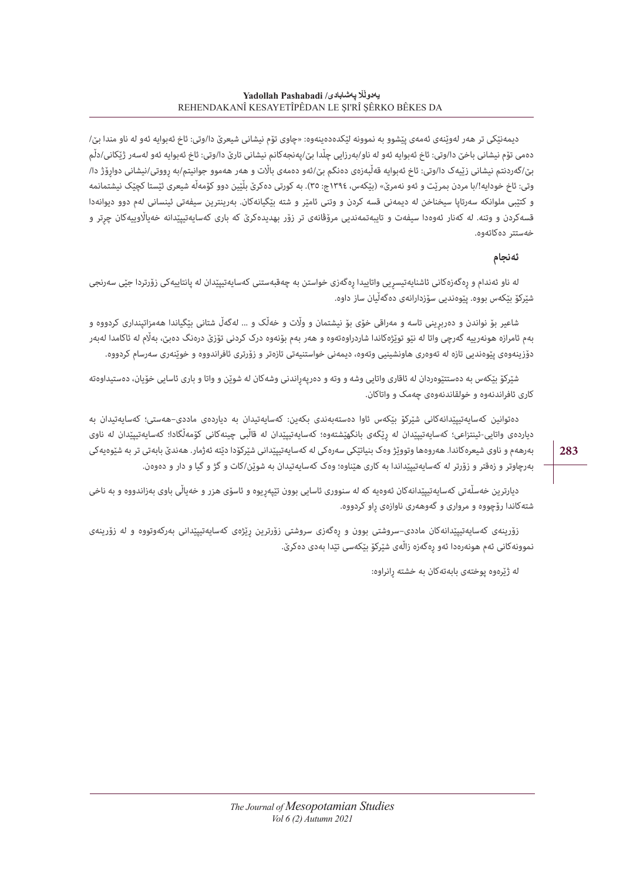دیمەنێکی تر هەر لەوێنەی ئەمەی پێشوو بە نموونە لێکدەدەینەوە: «چاوی تۆم نیشانی شیعرێ دا/وتی: ئاخ ئەبوایە ئەو لە ناو مندا بێ/ دەمی تۆم نیشانی باخێ دا/وتی: ئاخ ئەبوایە ئەو لە ناو/بەرزایی چڵدا بێ/پەنجەکانم نیشانی تارێ دا/وتی: ئاخ ئەبوایە ئەو لەسەر ژێکانی/دڵم بێ/گەردنتم نیشانی زێیەک دا/وتی: ئاخ ئەبوایە قەڵبەزەی دەنگم بێ/ئەو دەمەی باڵات و هەر هەموو جوانیتم/بە ڕووتی/نیشانی دواڕۆژ دا/ وتی: ئاخ خودایە!/با مردن بمرێت و ئەو نەمرێ» (بێکەس، ١٣٩٤چ: ٣٥). بە کورتی دەکرێ بڵێین دوو کۆمەڵە شیعری ئێستا کچێک نیشتمانمە و کتێبی ملوانکە سەرتاپا سیخناخن لە دیمەنی قسە کردن و وتنی ئامێر و شتە بێگیانەکان. بەرینترین سیفەتی ئینسانی لەم دوو دیوانەدا قسەکردن و وتنە. لە کەنار ئەوەدا سیفەت و تایبەتمەندیی مرۆڤانەی تر زۆر بەدیدەکرێ کە باری کەسایەتیپێدانە خەیاڵاوییەکان چڕتر و خەستتر دەکاتەوە.

## ئەنجام

لە ناو ئەندام و ڕەگەزەکانی ئاشنایەتیسڕیی واتاییدا ڕەگەزی خواستن بە چەقبەستنی کەسایەتیپێدان لە پانتاییەکی زۆرتردا جێی سەرنجی شێرکۆ بێکەس بووە. پێوەندیی سۆزدارانەی دەگەڵیان ساز داوە.

شاعیر بۆ نواندن و دەربڕینی تاسە و مەراقی خۆی بۆ نیشتمان و وڵات و خەڵک و ... لەگەڵ شتانی بێگیاندا هەمزاتپنداری کردووە و بەم ئامرازە هونەرییە گەرچی واتا لە نێو توێژەکاندا شاردراوەتەوە و هەر بەم بۆنەوە درک کردنی تۆزێ درەنگ دەبێ، بەڵام لە ئاکامدا لەبەر دۆزینەوەی پێوەندیی تازە لە تەوەری هاونشینیی وتەوە، دیمەنی خواستنیەتی تازەتر و زۆرتری ئافراندووە و خوێنەری سەرسام کردووە.

شێرکۆ بێکەس بە دەستتێوەردان لە ئاقاری واتایی وشە و وتە و دەربەڕاندنی وشەکان لە شوێن و واتا و باری ئاسایی خۆیان، دەستیداوەتە کاری ئافراندنەوە و خولقاندنەوەی چەمک و واتاکان.

دەتوانین کەسایەتیپێدانەکانی شێرکۆ بێکەس ئاوا دەستەبەندی بکەین: کەسایەتیدان بە دیاردەی ماددی-هەستی؛ کەسایەتیدان بە دیاردەی واتایی-ئینتزاعی؛ کەسایەتیپێدان لە ڕێگەی بانگهێشتەوە؛ کەسایەتیپێدان لە قاڵبی چینەکانی کۆمەڵگادا؛ کەسایەتیپێدان لە ناوی بەرهەم و ناوی شیعرەکاندا. هەروەها وتووێژ وەک بنیاتێکی سەرەکی لە کەسایەتیپێدانی شێرکۆدا دێتە ئەژمار. هەندێ بابەتی تر بە شێوەیەکی بەرچاوتر و زەقتر و زۆرتر لە کەسایەتیپێداندا بە کاری هێناوە؛ وەک کەسایەتیدان بە شوێن/کات و گژ و گیا و دار و دەوەن.

دیارترین خەسڵەتی کەسایەتیپێدانەکان ئەوەیە کە لە سنووری ئاسایی بوون تێپەڕیوە و ئاسۆی هزر و خەیاڵی باوی بەزاندووە و بە ناخی شتەکاندا ڕۆچووە و مرواری و گەوهەری ناوازەی ڕاو کردووە.

زۆرینەی کەسایەتیپێدانەکان ماددی-سروشتی بوون و ڕەگەزی سروشتی زۆرترین ڕێژەی کەسایەتیپێدانی بەرکەوتووە و لە زۆرینەی نموونەکانی ئەم هونەرەدا ئەو ڕەگەزە زاڵەی شێرکۆ بێکەسی تێدا بەدی دەکرێ.

لە ژێرەوە پوختەی بابەتەکان بە خشتە ڕانراوە: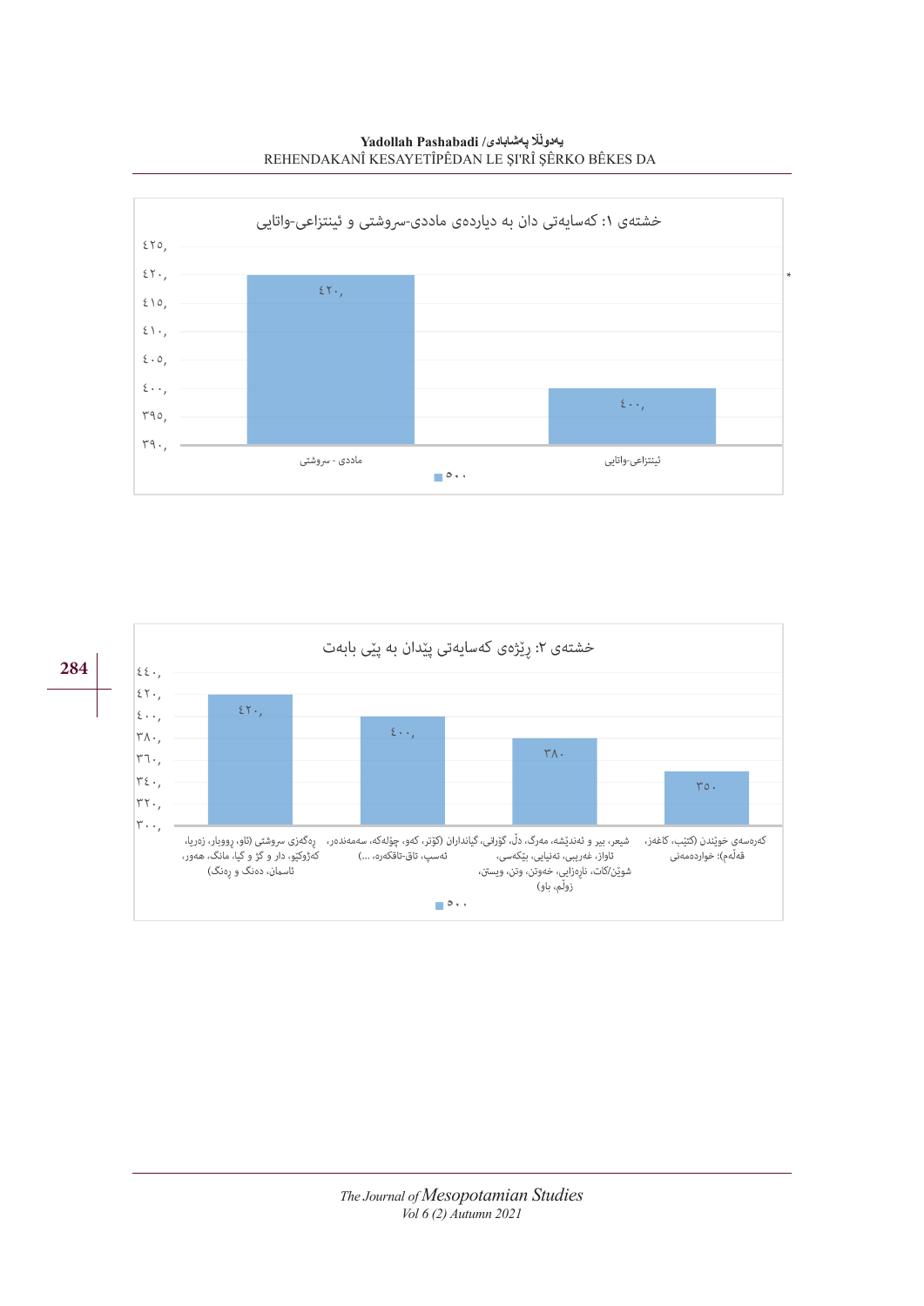خشتەی ١: کەسایەتی دان بە دیاردەی ماددی-سروشتی و ئینتزاعی-واتایی

| | ٥٠٠ |
|---|---|
| ماددی - سروشتی | ٤٢٠, |
| ئینتزاعی-واتایی | ٤٠٠, |

خشتەی ٢: ڕێژەی کەسایەتی پێدان بە پێی بابەت

| | ٥٠٠ |
|---|---|
| ڕەگەزی سروشتی (ئاو، ڕووبار، زەریا، کەژوکێو، دار و گژ و گیا، مانگ، هەور، ئاسمان، دەنگ و ڕەنگ) | ٤٢٠, |
| گیانداران (کۆتر، کەو، چۆلەکە، سەمەندەر، ئەسپ، تاق-تاقەرە، ...) | ٤٠٠, |
| شیعر، بیر و ئەندێشە، مەرگ، دڵ، گۆرانی، ئاواز، غەریبی، تەنیایی، بێکەسی، شوێن/کات، نارەزایی، خەوتن، وتن، ویستن، زوڵم، باو) | ٣٨٠ |
| کەرەسەی خوێندن (کتێب، کاغەز، قەڵەم)؛ خواردەمەنی | ٣٥٠ |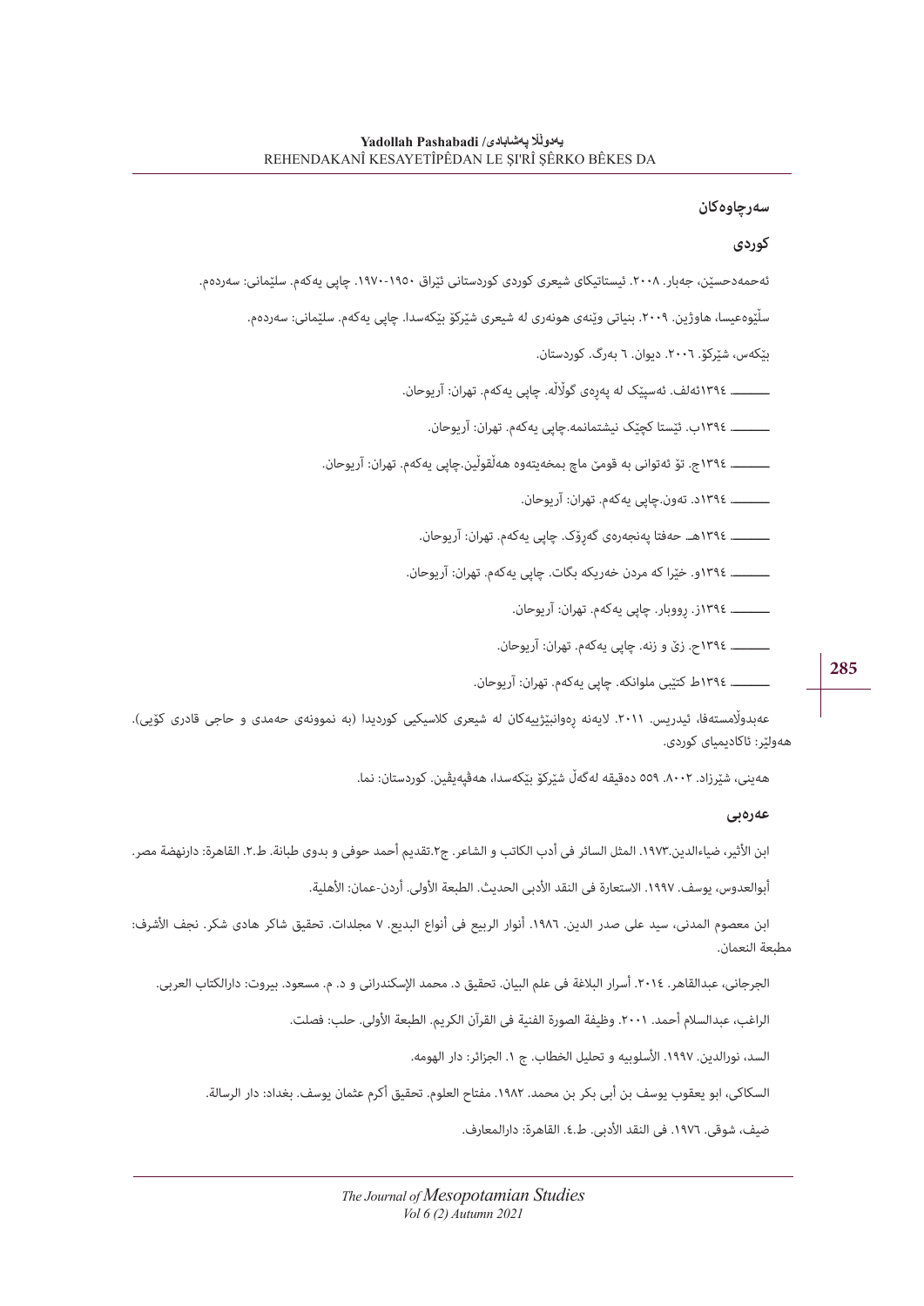## سەرچاوەکان

### کوردی

ئەحمەدحسێن، جەبار. ٢٠٠٨. ئیستاتیکای شیعری کوردی کوردستانی ئێراق ١٩٥٠-١٩٧٠. چاپی یەکەم. سلێمانی: سەردەم.

سلێوەعیسا، هاوژین. ٢٠٠٩. بنیاتی وێنەی هونەری لە شیعری شێرکۆ بێکەسدا. چاپی یەکەم. سلێمانی: سەردەم.

بێکەس، شێرکۆ. ٢٠٠٦. دیوان. ٦ بەرگ. کوردستان.

ـــــــــ ١٣٩٤ئەلف. ئەسپێک لە پەڕەی گوڵاڵە. چاپی یەکەم. تهران: آریوحان.

ـــــــــ ١٣٩٤ب. ئێستا کچێک نیشتمانمە.چاپی یەکەم. تهران: آریوحان.

ـــــــــ ١٣٩٤ج. تۆ ئەتوانی بە قومێ ماچ بمخەیتەوە هەڵقوڵین.چاپی یەکەم. تهران: آریوحان.

ـــــــــ ١٣٩٤د. تەون.چاپی یەکەم. تهران: آریوحان.

ـــــــــ ١٣٩٤هـ حەفتا پەنجەرەی گەڕۆک. چاپی یەکەم. تهران: آریوحان.

ـــــــــ ١٣٩٤و. خێرا کە مردن خەریکە بگات. چاپی یەکەم. تهران: آریوحان.

ـــــــــ ١٣٩٤ز. ڕووبار. چاپی یەکەم. تهران: آریوحان.

ـــــــــ ١٣٩٤ح. زێ و زنە. چاپی یەکەم. تهران: آریوحان.

ـــــــــ ١٣٩٤ط کتێبی ملوانکە. چاپی یەکەم. تهران: آریوحان.

عەبدوڵامستەفا، ئیدریس. ٢٠١١. لایەنە ڕەوانبێژییەکان لە شیعری کلاسیکیی کوردیدا (بە نموونەی حەمدی و حاجی قادری کۆیی). هەولێر: ئاکادیمیای کوردی.

هەینی، شێرزاد. ٢٠٠٢. ٥٥٩ دەقیقە لەگەڵ شێرکۆ بێکەسدا، هەڤپەیڤین. کوردستان: نما.

### عەرەبی

ابن الأثیر، ضیاءالدین.١٩٧٣. المثل السائر فی أدب الکاتب و الشاعر. ج٢.تقدیم أحمد حوفی و بدوی طبانة. ط.٢. القاهرة: دارنهضة مصر.

أبوالعدوس، یوسف. ١٩٩٧. الاستعارة فی النقد الأدبی الحدیث. الطبعة الأولی. أردن-عمان: الأهلیة.

ابن معصوم المدنی، سید علی صدر الدین. ١٩٨٦. أنوار الربیع فی أنواع البدیع. ٧ مجلدات. تحقیق شاکر هادی شکر. نجف الأشرف: مطبعة النعمان.

الجرجانی، عبدالقاهر. ٢٠١٤. أسرار البلاغة فی علم البیان. تحقیق د. محمد الإسکندرانی و د. م. مسعود. بیروت: دارالکتاب العربی.

الراغب، عبدالسلام أحمد. ٢٠٠١. وظیفة الصورة الفنیة فی القرآن الکریم. الطبعة الأولی. حلب: فصلت.

السد، نورالدین. ١٩٩٧. الأسلوبیه و تحلیل الخطاب. ج ١. الجزائر: دار الهومه.

السکاکی، ابو یعقوب یوسف بن أبی بکر بن محمد. ١٩٨٢. مفتاح العلوم. تحقیق أکرم عثمان یوسف. بغداد: دار الرسالة.

ضیف، شوقی. ١٩٧٦. فی النقد الأدبی. ط.٤. القاهرة: دارالمعارف.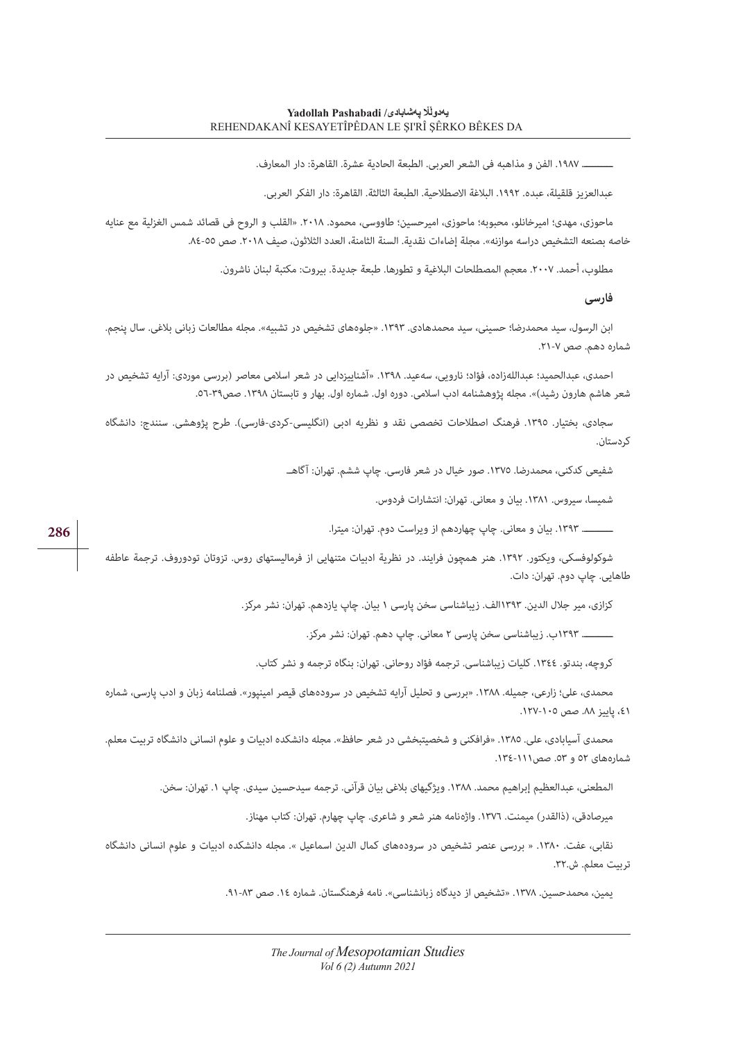ـــــــــ ١٩٨٧. الفن و مذاهبه فی الشعر العربی. الطبعة الحادیة عشرة. القاهرة: دار المعارف.

عبدالعزیز قلقیلة، عبده. ١٩٩٢. البلاغة الاصطلاحیة. الطبعة الثالثة. القاهرة: دار الفكر العربی.

ماحوزی، مهدی؛ امیرخانلو، محبوبه؛ ماحوزی، امیرحسین؛ طاووسی، محمود. ٢٠١٨. «القلب و الروح فی قصائد شمس الغزلیة مع عنایه خاصه بصنعه التشخیص دراسه موازنه». مجلة إضاءات نقدیة. السنة الثامنة، العدد الثلاثون، صیف ٢٠١٨. صص ٥٥-٨٤.

مطلوب، أحمد. ٢٠٠٧. معجم المصطلحات البلاغیة و تطورها. طبعة جدیدة. بیروت: مكتبة لبنان ناشرون.

### فارسی

ابن الرسول، سید محمدرضا؛ حسینی، سید محمدهادی. ١٣٩٣. «جلوه‌های تشخیص در تشبیه». مجله مطالعات زبانی بلاغی. سال پنجم. شماره دهم. صص ٧-٢١.

احمدی، عبدالحمید؛ عبدالله‌زاده، فؤاد؛ نارویی، سه‌عید. ١٣٩٨. «آشنایی‌زدایی در شعر اسلامی معاصر (بررسی موردی: آرایه تشخیص در شعر هاشم هارون رشید)». مجله پژوهشنامه ادب اسلامی. دوره اول. شماره اول. بهار و تابستان ١٣٩٨. صص٣٩-٥٦.

سجادی، بختیار. ١٣٩٥. فرهنگ اصطلاحات تخصصی نقد و نظریه ادبی (انگلیسی-کردی-فارسی). طرح پژوهشی. سنندج: دانشگاه کردستان.

شفیعی کدکنی، محمدرضا. ١٣٧٥. صور خیال در شعر فارسی. چاپ ششم. تهران: آگاه.

شمیسا، سیروس. ١٣٨١. بیان و معانی. تهران: انتشارات فردوس.

ـــــــــ ١٣٩٣. بیان و معانی. چاپ چهاردهم از ویراست دوم. تهران: میترا.

شوکولوفسکی، ویکتور. ١٣٩٢. هنر همچون فرایند. در نظریة ادبیات متنهایی از فرمالیستهای روس. تزوتان تودوروف. ترجمة عاطفه طاهایی. چاپ دوم. تهران: دات.

کزازی، میر جلال الدین. ١٣٩٣الف. زیباشناسی سخن پارسی ١ بیان. چاپ یازدهم. تهران: نشر مرکز.

ـــــــــ ١٣٩٣ب. زیباشناسی سخن پارسی ٢ معانی. چاپ دهم. تهران: نشر مرکز.

کروچه، بندتو. ١٣٤٤. کلیات زیباشناسی. ترجمه فؤاد روحانی. تهران: بنگاه ترجمه و نشر کتاب.

محمدی، علی؛ زارعی، جمیله. ١٣٨٨. «بررسی و تحلیل آرایه تشخیص در سروده‌های قیصر امینپور». فصلنامه زبان و ادب پارسی، شماره ٤١، پاییز ٨٨. صص ١٠٥-١٢٧.

محمدی آسیابادی، علی. ١٣٨٥. «فرافکنی و شخصیتبخشی در شعر حافظ». مجله دانشکده ادبیات و علوم انسانی دانشگاه تربیت معلم. شماره‌های ٥٢ و ٥٣. صص١١١-١٣٤.

المطعنی، عبدالعظیم إبراهیم محمد. ١٣٨٨. ویژگیهای بلاغی بیان قرآنی. ترجمه سیدحسین سیدی. چاپ ١. تهران: سخن.

میرصادقی، (ذالقدر) میمنت. ١٣٧٦. واژه‌نامه هنر شعر و شاعری. چاپ چهارم. تهران: کتاب مهناز.

نقابی، عفت. ١٣٨٠. « بررسی عنصر تشخیص در سروده‌های کمال الدین اسماعیل ». مجله دانشکده ادبیات و علوم انسانی دانشگاه تربیت معلم. ش.٣٢.

یمین، محمدحسین. ١٣٧٨. «تشخیص از دیدگاه زبانشناسی». نامه فرهنگستان. شماره ١٤. صص ٨٣-٩١.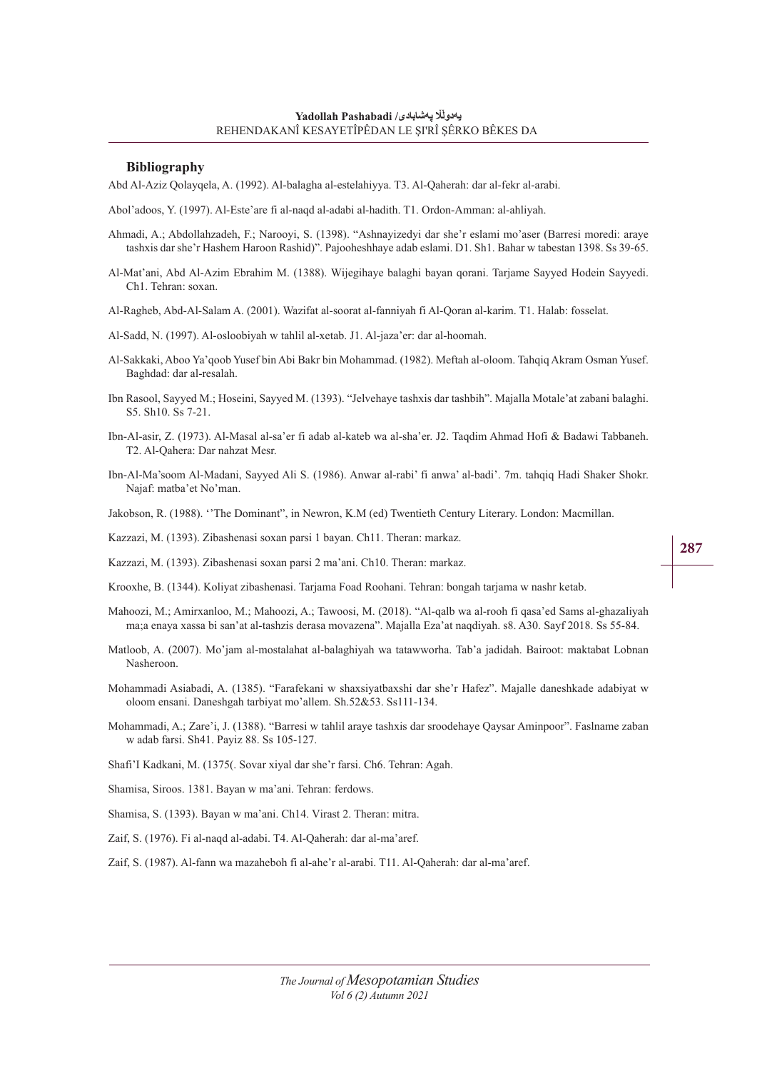## Bibliography

Abd Al-Aziz Qolayqela, A. (1992). Al-balagha al-estelahiyya. T3. Al-Qaherah: dar al-fekr al-arabi.

Abol'adoos, Y. (1997). Al-Este'are fi al-naqd al-adabi al-hadith. T1. Ordon-Amman: al-ahliyah.

Ahmadi, A.; Abdollahzadeh, F.; Narooyi, S. (1398). "Ashnayizedyi dar she'r eslami mo'aser (Barresi moredi: araye tashxis dar she'r Hashem Haroon Rashid)". Pajooheshhaye adab eslami. D1. Sh1. Bahar w tabestan 1398. Ss 39-65.

Al-Mat'ani, Abd Al-Azim Ebrahim M. (1388). Wijegihaye balaghi bayan qorani. Tarjame Sayyed Hodein Sayyedi. Ch1. Tehran: soxan.

Al-Ragheb, Abd-Al-Salam A. (2001). Wazifat al-soorat al-fanniyah fi Al-Qoran al-karim. T1. Halab: fosselat.

Al-Sadd, N. (1997). Al-osloobiyah w tahlil al-xetab. J1. Al-jaza'er: dar al-hoomah.

Al-Sakkaki, Aboo Ya'qoob Yusef bin Abi Bakr bin Mohammad. (1982). Meftah al-oloom. Tahqiq Akram Osman Yusef. Baghdad: dar al-resalah.

Ibn Rasool, Sayyed M.; Hoseini, Sayyed M. (1393). "Jelvehaye tashxis dar tashbih". Majalla Motale'at zabani balaghi. S5. Sh10. Ss 7-21.

Ibn-Al-asir, Z. (1973). Al-Masal al-sa'er fi adab al-kateb wa al-sha'er. J2. Taqdim Ahmad Hofi & Badawi Tabbaneh. T2. Al-Qahera: Dar nahzat Mesr.

Ibn-Al-Ma'soom Al-Madani, Sayyed Ali S. (1986). Anwar al-rabi' fi anwa' al-badi'. 7m. tahqiq Hadi Shaker Shokr. Najaf: matba'et No'man.

Jakobson, R. (1988). ''The Dominant", in Newron, K.M (ed) Twentieth Century Literary. London: Macmillan.

Kazzazi, M. (1393). Zibashenasi soxan parsi 1 bayan. Ch11. Theran: markaz.

Kazzazi, M. (1393). Zibashenasi soxan parsi 2 ma'ani. Ch10. Theran: markaz.

Krooxhe, B. (1344). Koliyat zibashenasi. Tarjama Foad Roohani. Tehran: bongah tarjama w nashr ketab.

Mahoozi, M.; Amirxanloo, M.; Mahoozi, A.; Tawoosi, M. (2018). "Al-qalb wa al-rooh fi qasa'ed Sams al-ghazaliyah ma;a enaya xassa bi san'at al-tashzis derasa movazena". Majalla Eza'at naqdiyah. s8. A30. Sayf 2018. Ss 55-84.

Matloob, A. (2007). Mo'jam al-mostalahat al-balaghiyah wa tatawworha. Tab'a jadidah. Bairoot: maktabat Lobnan Nasheroon.

Mohammadi Asiabadi, A. (1385). "Farafekani w shaxsiyatbaxshi dar she'r Hafez". Majalle daneshkade adabiyat w oloom ensani. Daneshgah tarbiyat mo'allem. Sh.52&53. Ss111-134.

Mohammadi, A.; Zare'i, J. (1388). "Barresi w tahlil araye tashxis dar sroodehaye Qaysar Aminpoor". Faslname zaban w adab farsi. Sh41. Payiz 88. Ss 105-127.

Shafi'I Kadkani, M. (1375(. Sovar xiyal dar she'r farsi. Ch6. Tehran: Agah.

Shamisa, Siroos. 1381. Bayan w ma'ani. Tehran: ferdows.

Shamisa, S. (1393). Bayan w ma'ani. Ch14. Virast 2. Theran: mitra.

Zaif, S. (1976). Fi al-naqd al-adabi. T4. Al-Qaherah: dar al-ma'aref.

Zaif, S. (1987). Al-fann wa mazaheboh fi al-ahe'r al-arabi. T11. Al-Qaherah: dar al-ma'aref.